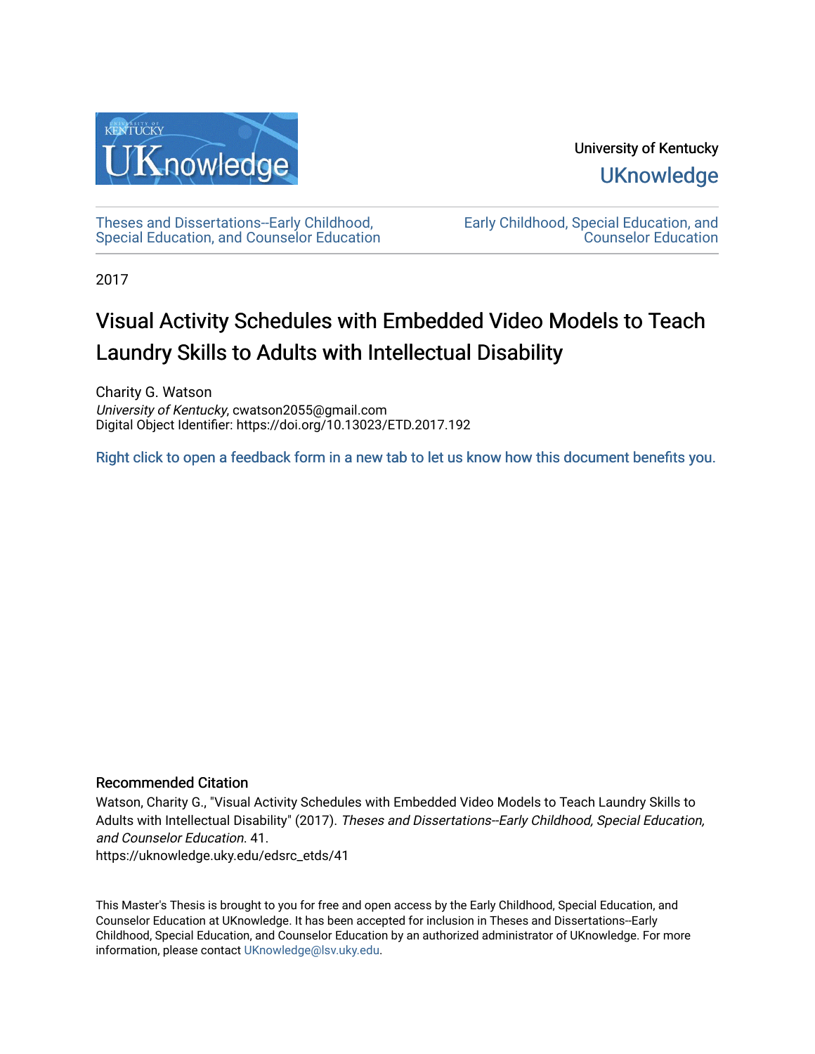University of Kentucky

UKnowledge

Theses and Dissertations--Early Childhood, Special Education, and Counselor Education

Early Childhood, Special Education, and Counselor Education

2017

# Visual Activity Schedules with Embedded Video Models to Teach Laundry Skills to Adults with Intellectual Disability

Charity G. Watson  
*University of Kentucky*, cwatson2055@gmail.com  
Digital Object Identifier: https://doi.org/10.13023/ETD.2017.192

Right click to open a feedback form in a new tab to let us know how this document benefits you.

## Recommended Citation

Watson, Charity G., "Visual Activity Schedules with Embedded Video Models to Teach Laundry Skills to Adults with Intellectual Disability" (2017). *Theses and Dissertations--Early Childhood, Special Education, and Counselor Education*. 41.  
https://uknowledge.uky.edu/edsrc_etds/41

This Master's Thesis is brought to you for free and open access by the Early Childhood, Special Education, and Counselor Education at UKnowledge. It has been accepted for inclusion in Theses and Dissertations--Early Childhood, Special Education, and Counselor Education by an authorized administrator of UKnowledge. For more information, please contact UKnowledge@lsv.uky.edu.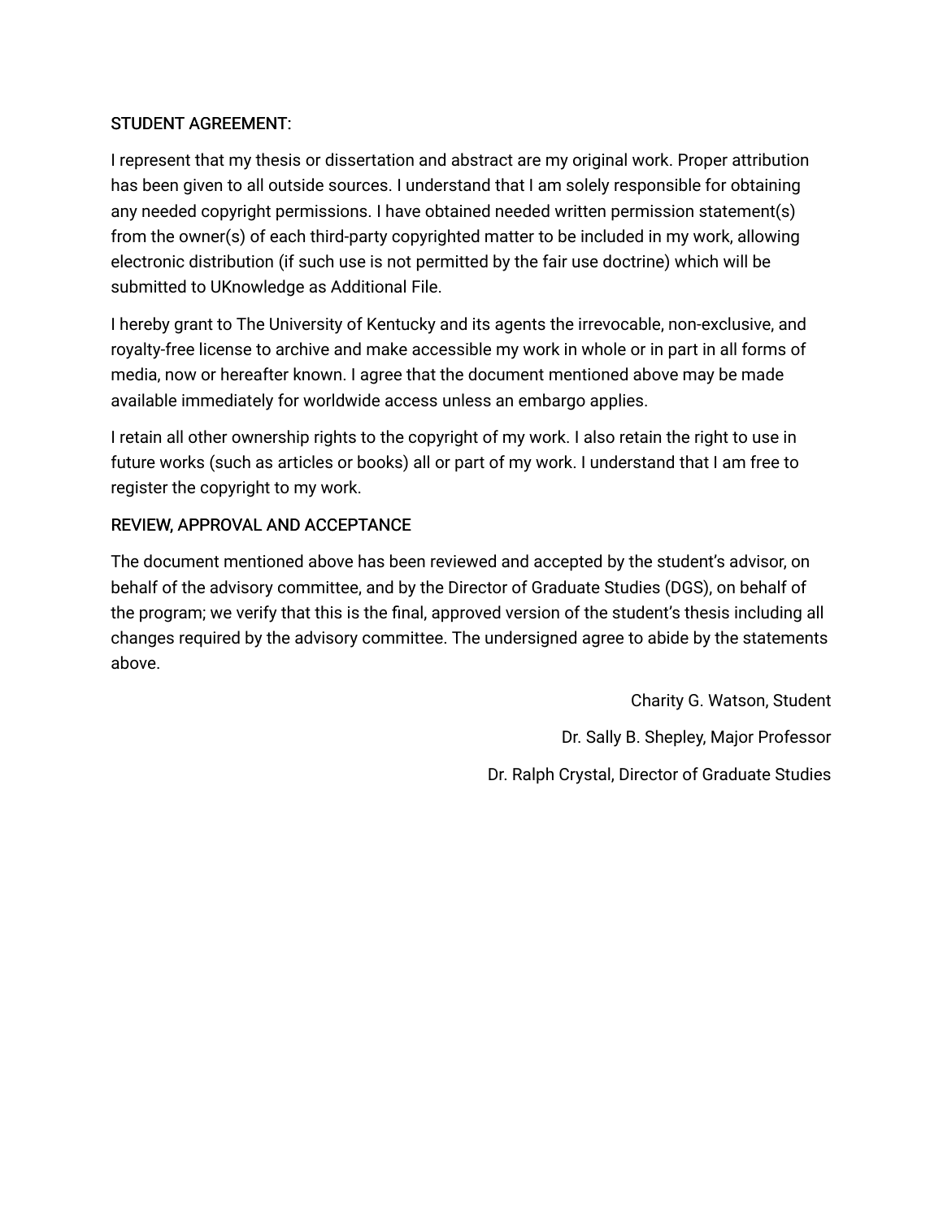STUDENT AGREEMENT:

I represent that my thesis or dissertation and abstract are my original work. Proper attribution has been given to all outside sources. I understand that I am solely responsible for obtaining any needed copyright permissions. I have obtained needed written permission statement(s) from the owner(s) of each third-party copyrighted matter to be included in my work, allowing electronic distribution (if such use is not permitted by the fair use doctrine) which will be submitted to UKnowledge as Additional File.

I hereby grant to The University of Kentucky and its agents the irrevocable, non-exclusive, and royalty-free license to archive and make accessible my work in whole or in part in all forms of media, now or hereafter known. I agree that the document mentioned above may be made available immediately for worldwide access unless an embargo applies.

I retain all other ownership rights to the copyright of my work. I also retain the right to use in future works (such as articles or books) all or part of my work. I understand that I am free to register the copyright to my work.

REVIEW, APPROVAL AND ACCEPTANCE

The document mentioned above has been reviewed and accepted by the student's advisor, on behalf of the advisory committee, and by the Director of Graduate Studies (DGS), on behalf of the program; we verify that this is the final, approved version of the student's thesis including all changes required by the advisory committee. The undersigned agree to abide by the statements above.

Charity G. Watson, Student

Dr. Sally B. Shepley, Major Professor

Dr. Ralph Crystal, Director of Graduate Studies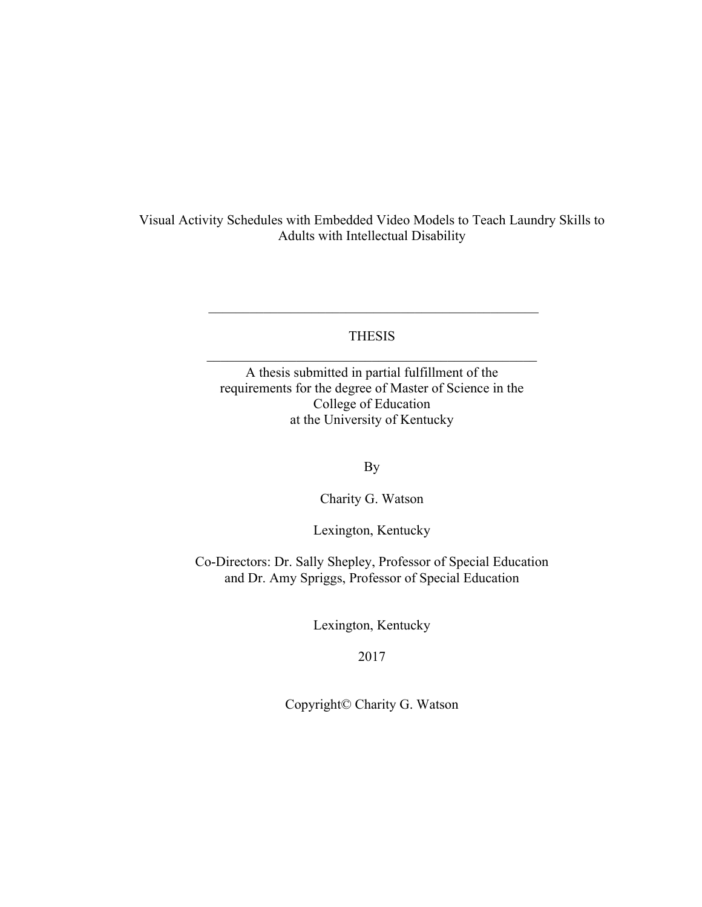# Visual Activity Schedules with Embedded Video Models to Teach Laundry Skills to Adults with Intellectual Disability

---

THESIS

---

A thesis submitted in partial fulfillment of the requirements for the degree of Master of Science in the College of Education at the University of Kentucky

By

Charity G. Watson

Lexington, Kentucky

Co-Directors: Dr. Sally Shepley, Professor of Special Education and Dr. Amy Spriggs, Professor of Special Education

Lexington, Kentucky

2017

Copyright© Charity G. Watson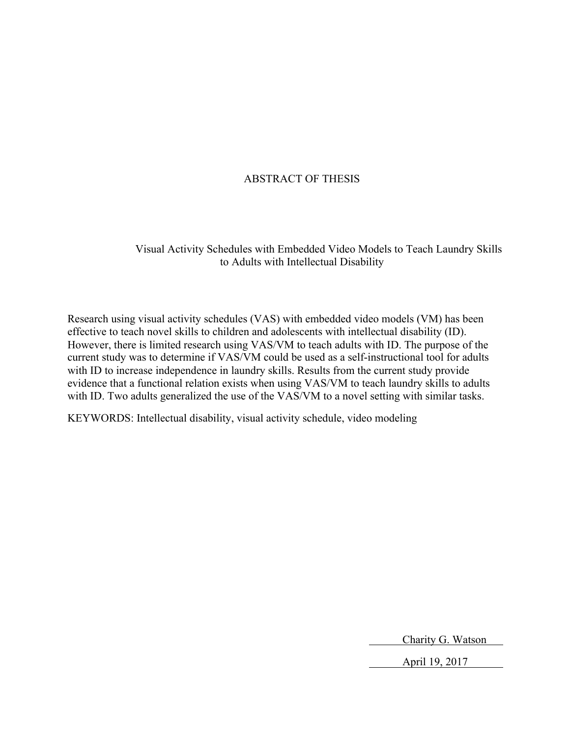# ABSTRACT OF THESIS

## Visual Activity Schedules with Embedded Video Models to Teach Laundry Skills to Adults with Intellectual Disability

Research using visual activity schedules (VAS) with embedded video models (VM) has been effective to teach novel skills to children and adolescents with intellectual disability (ID). However, there is limited research using VAS/VM to teach adults with ID. The purpose of the current study was to determine if VAS/VM could be used as a self-instructional tool for adults with ID to increase independence in laundry skills. Results from the current study provide evidence that a functional relation exists when using VAS/VM to teach laundry skills to adults with ID. Two adults generalized the use of the VAS/VM to a novel setting with similar tasks.

KEYWORDS: Intellectual disability, visual activity schedule, video modeling

Charity G. Watson

April 19, 2017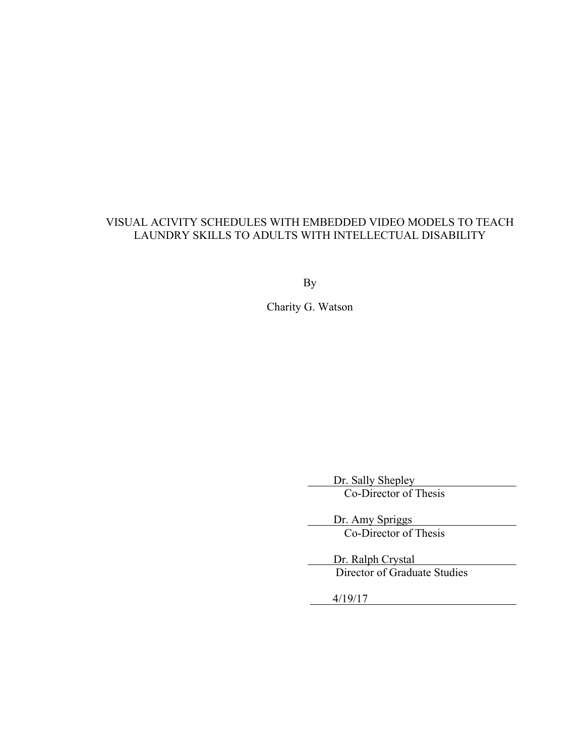# VISUAL ACIVITY SCHEDULES WITH EMBEDDED VIDEO MODELS TO TEACH LAUNDRY SKILLS TO ADULTS WITH INTELLECTUAL DISABILITY

By

Charity G. Watson

Dr. Sally Shepley
Co-Director of Thesis

Dr. Amy Spriggs
Co-Director of Thesis

Dr. Ralph Crystal
Director of Graduate Studies

4/19/17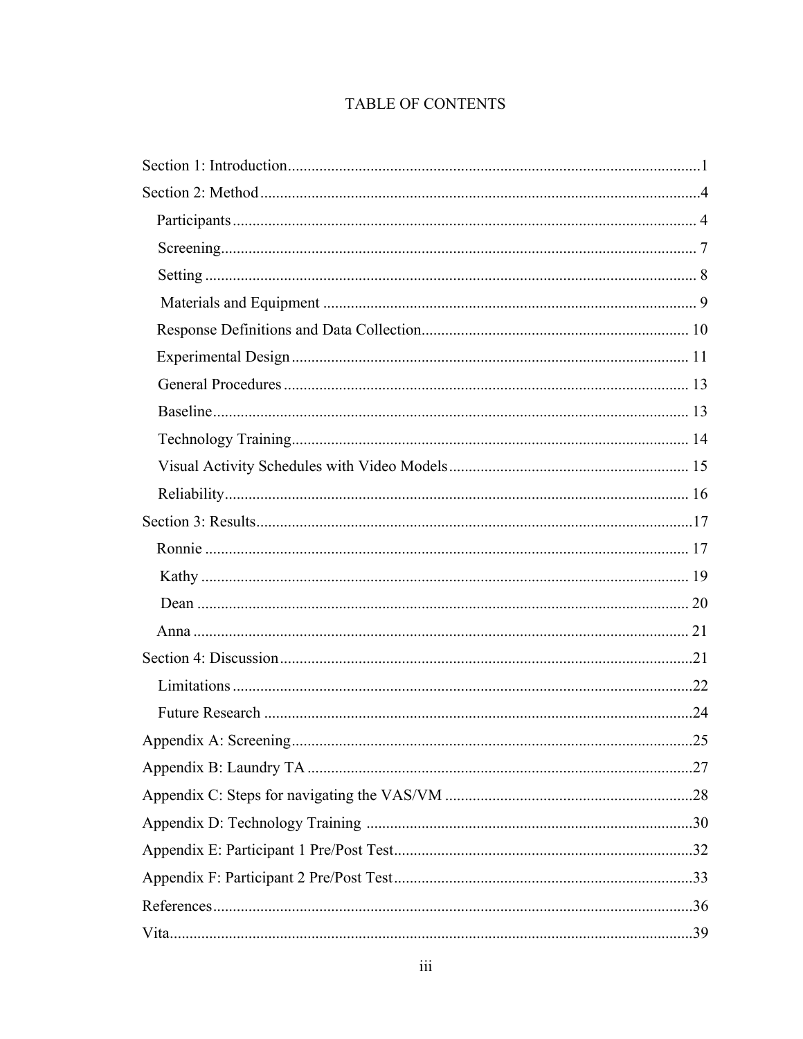# TABLE OF CONTENTS

Section 1: Introduction........................................................................................................1

Section 2: Method...............................................................................................................4

- Participants...................................................................................................................4
- Screening......................................................................................................................7
- Setting..........................................................................................................................8
- Materials and Equipment.............................................................................................9
- Response Definitions and Data Collection..................................................................10
- Experimental Design....................................................................................................11
- General Procedures......................................................................................................13
- Baseline........................................................................................................................13
- Technology Training....................................................................................................14
- Visual Activity Schedules with Video Models............................................................15
- Reliability.....................................................................................................................16

Section 3: Results..............................................................................................................17

- Ronnie..........................................................................................................................17
- Kathy............................................................................................................................19
- Dean.............................................................................................................................20
- Anna.............................................................................................................................21

Section 4: Discussion.........................................................................................................21

- Limitations...................................................................................................................22
- Future Research............................................................................................................24

Appendix A: Screening......................................................................................................25

Appendix B: Laundry TA...................................................................................................27

Appendix C: Steps for navigating the VAS/VM................................................................28

Appendix D: Technology Training....................................................................................30

Appendix E: Participant 1 Pre/Post Test............................................................................32

Appendix F: Participant 2 Pre/Post Test............................................................................33

References..........................................................................................................................36

Vita.....................................................................................................................................39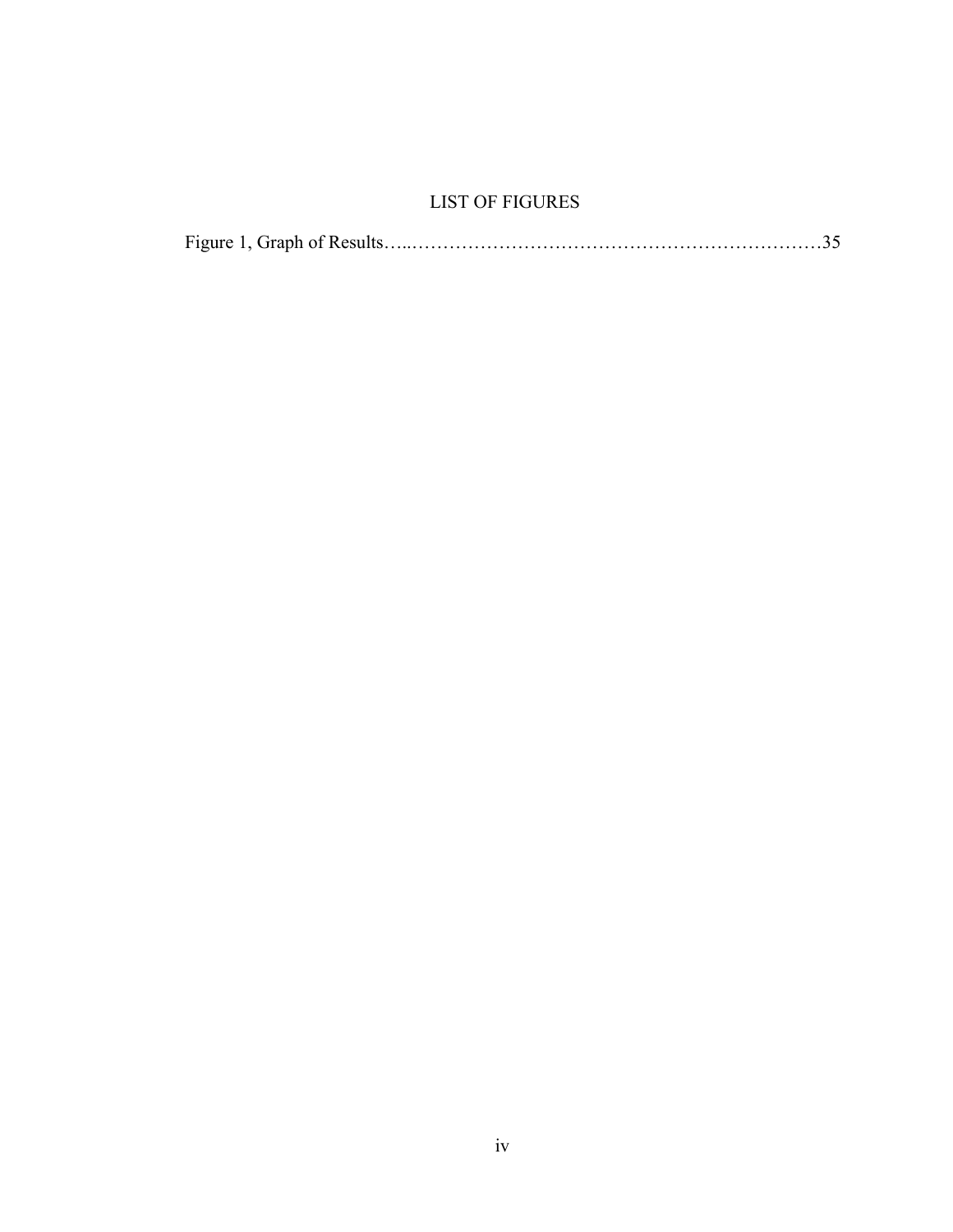# LIST OF FIGURES

Figure 1, Graph of Results…..……………………………………………………………35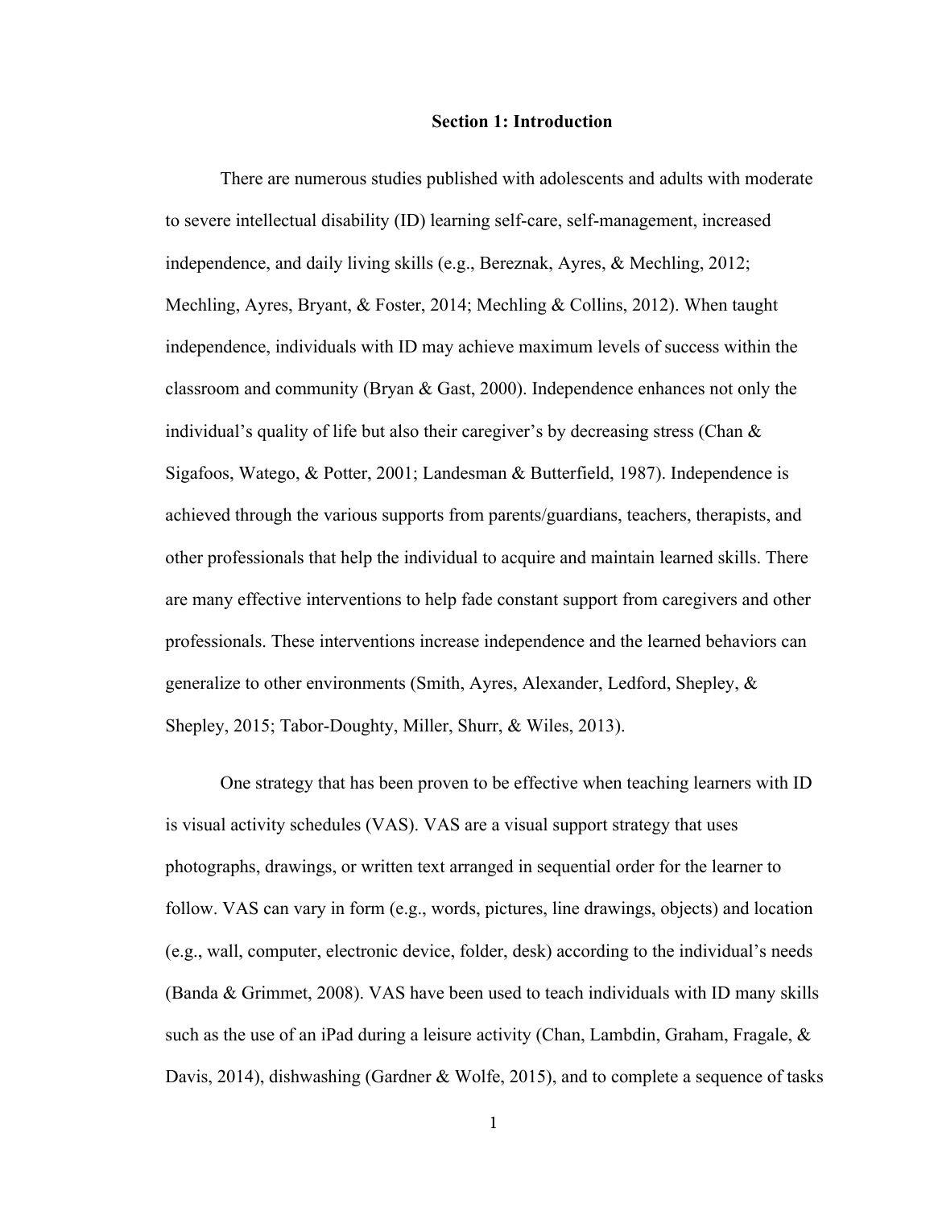# Section 1: Introduction

There are numerous studies published with adolescents and adults with moderate to severe intellectual disability (ID) learning self-care, self-management, increased independence, and daily living skills (e.g., Bereznak, Ayres, & Mechling, 2012; Mechling, Ayres, Bryant, & Foster, 2014; Mechling & Collins, 2012). When taught independence, individuals with ID may achieve maximum levels of success within the classroom and community (Bryan & Gast, 2000). Independence enhances not only the individual's quality of life but also their caregiver's by decreasing stress (Chan & Sigafoos, Watego, & Potter, 2001; Landesman & Butterfield, 1987). Independence is achieved through the various supports from parents/guardians, teachers, therapists, and other professionals that help the individual to acquire and maintain learned skills. There are many effective interventions to help fade constant support from caregivers and other professionals. These interventions increase independence and the learned behaviors can generalize to other environments (Smith, Ayres, Alexander, Ledford, Shepley, & Shepley, 2015; Tabor-Doughty, Miller, Shurr, & Wiles, 2013).

One strategy that has been proven to be effective when teaching learners with ID is visual activity schedules (VAS). VAS are a visual support strategy that uses photographs, drawings, or written text arranged in sequential order for the learner to follow. VAS can vary in form (e.g., words, pictures, line drawings, objects) and location (e.g., wall, computer, electronic device, folder, desk) according to the individual's needs (Banda & Grimmet, 2008). VAS have been used to teach individuals with ID many skills such as the use of an iPad during a leisure activity (Chan, Lambdin, Graham, Fragale, & Davis, 2014), dishwashing (Gardner & Wolfe, 2015), and to complete a sequence of tasks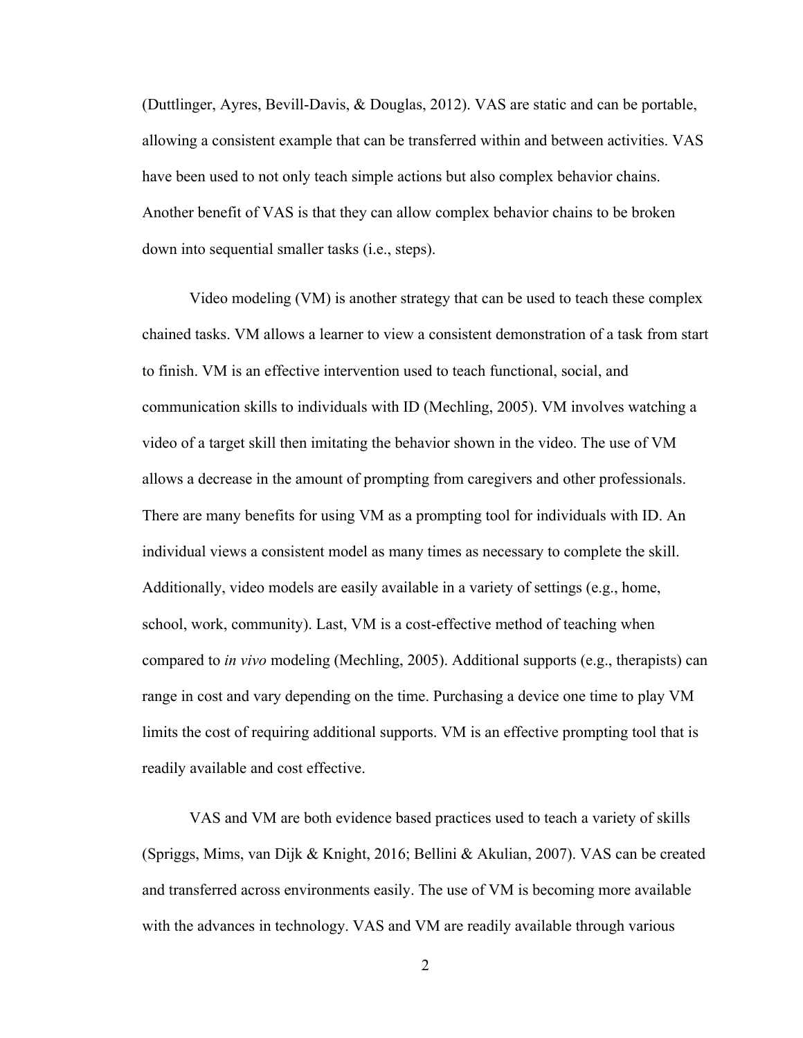(Duttlinger, Ayres, Bevill-Davis, & Douglas, 2012). VAS are static and can be portable, allowing a consistent example that can be transferred within and between activities. VAS have been used to not only teach simple actions but also complex behavior chains. Another benefit of VAS is that they can allow complex behavior chains to be broken down into sequential smaller tasks (i.e., steps).

Video modeling (VM) is another strategy that can be used to teach these complex chained tasks. VM allows a learner to view a consistent demonstration of a task from start to finish. VM is an effective intervention used to teach functional, social, and communication skills to individuals with ID (Mechling, 2005). VM involves watching a video of a target skill then imitating the behavior shown in the video. The use of VM allows a decrease in the amount of prompting from caregivers and other professionals. There are many benefits for using VM as a prompting tool for individuals with ID. An individual views a consistent model as many times as necessary to complete the skill. Additionally, video models are easily available in a variety of settings (e.g., home, school, work, community). Last, VM is a cost-effective method of teaching when compared to *in vivo* modeling (Mechling, 2005). Additional supports (e.g., therapists) can range in cost and vary depending on the time. Purchasing a device one time to play VM limits the cost of requiring additional supports. VM is an effective prompting tool that is readily available and cost effective.

VAS and VM are both evidence based practices used to teach a variety of skills (Spriggs, Mims, van Dijk & Knight, 2016; Bellini & Akulian, 2007). VAS can be created and transferred across environments easily. The use of VM is becoming more available with the advances in technology. VAS and VM are readily available through various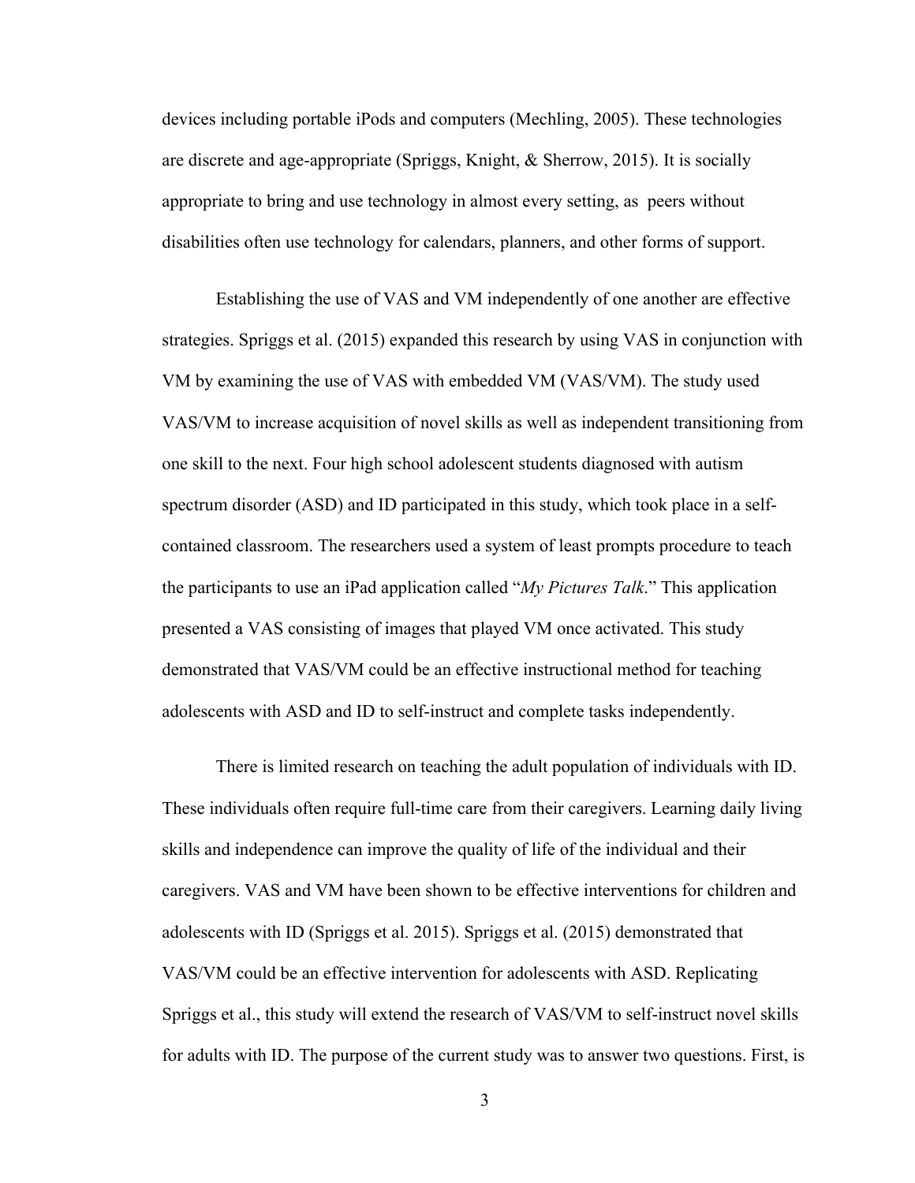devices including portable iPods and computers (Mechling, 2005). These technologies are discrete and age-appropriate (Spriggs, Knight, & Sherrow, 2015). It is socially appropriate to bring and use technology in almost every setting, as  peers without disabilities often use technology for calendars, planners, and other forms of support.

Establishing the use of VAS and VM independently of one another are effective strategies. Spriggs et al. (2015) expanded this research by using VAS in conjunction with VM by examining the use of VAS with embedded VM (VAS/VM). The study used VAS/VM to increase acquisition of novel skills as well as independent transitioning from one skill to the next. Four high school adolescent students diagnosed with autism spectrum disorder (ASD) and ID participated in this study, which took place in a self-contained classroom. The researchers used a system of least prompts procedure to teach the participants to use an iPad application called "*My Pictures Talk*." This application presented a VAS consisting of images that played VM once activated. This study demonstrated that VAS/VM could be an effective instructional method for teaching adolescents with ASD and ID to self-instruct and complete tasks independently.

There is limited research on teaching the adult population of individuals with ID. These individuals often require full-time care from their caregivers. Learning daily living skills and independence can improve the quality of life of the individual and their caregivers. VAS and VM have been shown to be effective interventions for children and adolescents with ID (Spriggs et al. 2015). Spriggs et al. (2015) demonstrated that VAS/VM could be an effective intervention for adolescents with ASD. Replicating Spriggs et al., this study will extend the research of VAS/VM to self-instruct novel skills for adults with ID. The purpose of the current study was to answer two questions. First, is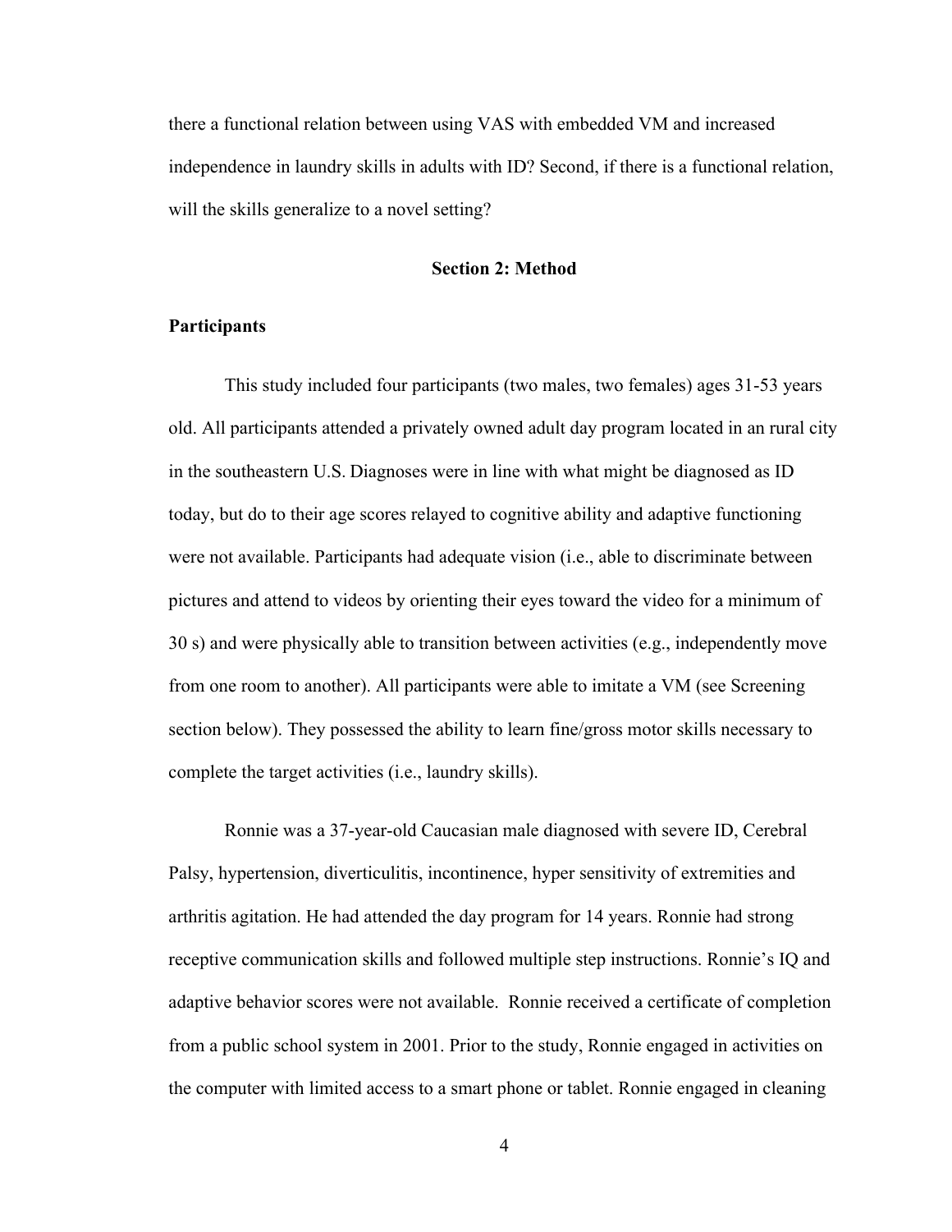there a functional relation between using VAS with embedded VM and increased independence in laundry skills in adults with ID? Second, if there is a functional relation, will the skills generalize to a novel setting?

## Section 2: Method

### Participants

This study included four participants (two males, two females) ages 31-53 years old. All participants attended a privately owned adult day program located in an rural city in the southeastern U.S. Diagnoses were in line with what might be diagnosed as ID today, but do to their age scores relayed to cognitive ability and adaptive functioning were not available. Participants had adequate vision (i.e., able to discriminate between pictures and attend to videos by orienting their eyes toward the video for a minimum of 30 s) and were physically able to transition between activities (e.g., independently move from one room to another). All participants were able to imitate a VM (see Screening section below). They possessed the ability to learn fine/gross motor skills necessary to complete the target activities (i.e., laundry skills).

Ronnie was a 37-year-old Caucasian male diagnosed with severe ID, Cerebral Palsy, hypertension, diverticulitis, incontinence, hyper sensitivity of extremities and arthritis agitation. He had attended the day program for 14 years. Ronnie had strong receptive communication skills and followed multiple step instructions. Ronnie's IQ and adaptive behavior scores were not available. Ronnie received a certificate of completion from a public school system in 2001. Prior to the study, Ronnie engaged in activities on the computer with limited access to a smart phone or tablet. Ronnie engaged in cleaning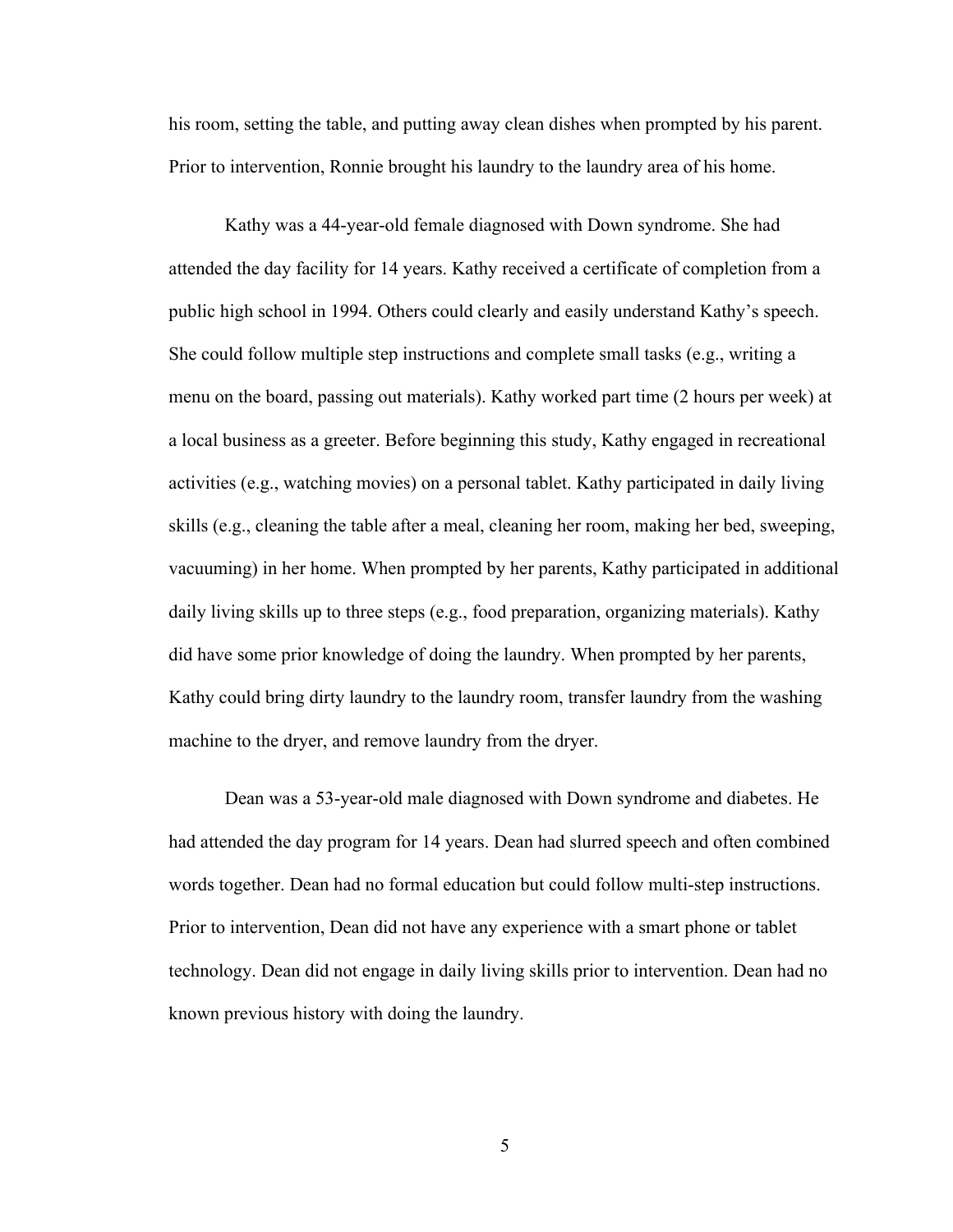his room, setting the table, and putting away clean dishes when prompted by his parent. Prior to intervention, Ronnie brought his laundry to the laundry area of his home.

Kathy was a 44-year-old female diagnosed with Down syndrome. She had attended the day facility for 14 years. Kathy received a certificate of completion from a public high school in 1994. Others could clearly and easily understand Kathy's speech. She could follow multiple step instructions and complete small tasks (e.g., writing a menu on the board, passing out materials). Kathy worked part time (2 hours per week) at a local business as a greeter. Before beginning this study, Kathy engaged in recreational activities (e.g., watching movies) on a personal tablet. Kathy participated in daily living skills (e.g., cleaning the table after a meal, cleaning her room, making her bed, sweeping, vacuuming) in her home. When prompted by her parents, Kathy participated in additional daily living skills up to three steps (e.g., food preparation, organizing materials). Kathy did have some prior knowledge of doing the laundry. When prompted by her parents, Kathy could bring dirty laundry to the laundry room, transfer laundry from the washing machine to the dryer, and remove laundry from the dryer.

Dean was a 53-year-old male diagnosed with Down syndrome and diabetes. He had attended the day program for 14 years. Dean had slurred speech and often combined words together. Dean had no formal education but could follow multi-step instructions. Prior to intervention, Dean did not have any experience with a smart phone or tablet technology. Dean did not engage in daily living skills prior to intervention. Dean had no known previous history with doing the laundry.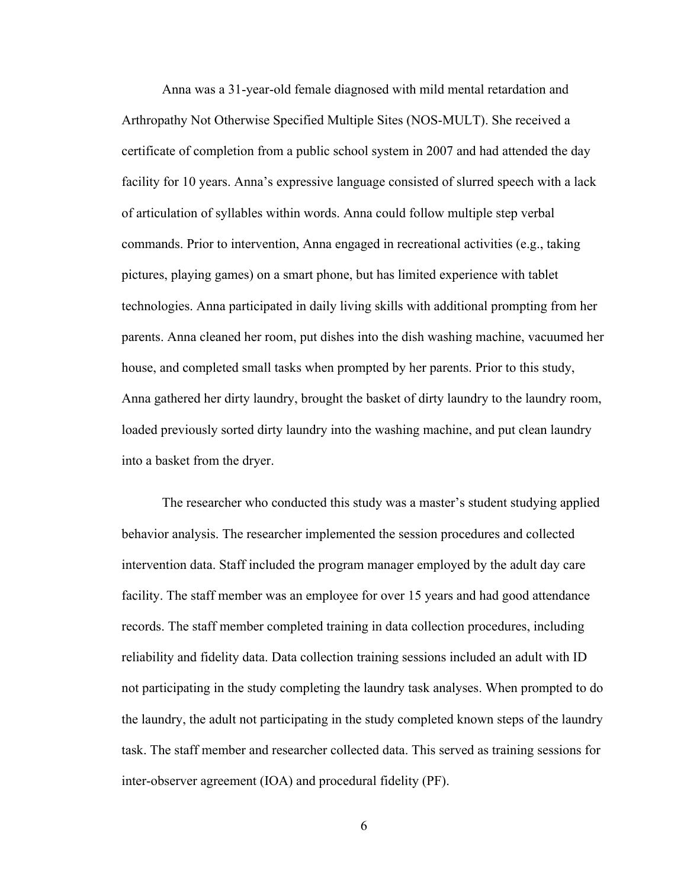Anna was a 31-year-old female diagnosed with mild mental retardation and Arthropathy Not Otherwise Specified Multiple Sites (NOS-MULT). She received a certificate of completion from a public school system in 2007 and had attended the day facility for 10 years. Anna's expressive language consisted of slurred speech with a lack of articulation of syllables within words. Anna could follow multiple step verbal commands. Prior to intervention, Anna engaged in recreational activities (e.g., taking pictures, playing games) on a smart phone, but has limited experience with tablet technologies. Anna participated in daily living skills with additional prompting from her parents. Anna cleaned her room, put dishes into the dish washing machine, vacuumed her house, and completed small tasks when prompted by her parents. Prior to this study, Anna gathered her dirty laundry, brought the basket of dirty laundry to the laundry room, loaded previously sorted dirty laundry into the washing machine, and put clean laundry into a basket from the dryer.

The researcher who conducted this study was a master's student studying applied behavior analysis. The researcher implemented the session procedures and collected intervention data. Staff included the program manager employed by the adult day care facility. The staff member was an employee for over 15 years and had good attendance records. The staff member completed training in data collection procedures, including reliability and fidelity data. Data collection training sessions included an adult with ID not participating in the study completing the laundry task analyses. When prompted to do the laundry, the adult not participating in the study completed known steps of the laundry task. The staff member and researcher collected data. This served as training sessions for inter-observer agreement (IOA) and procedural fidelity (PF).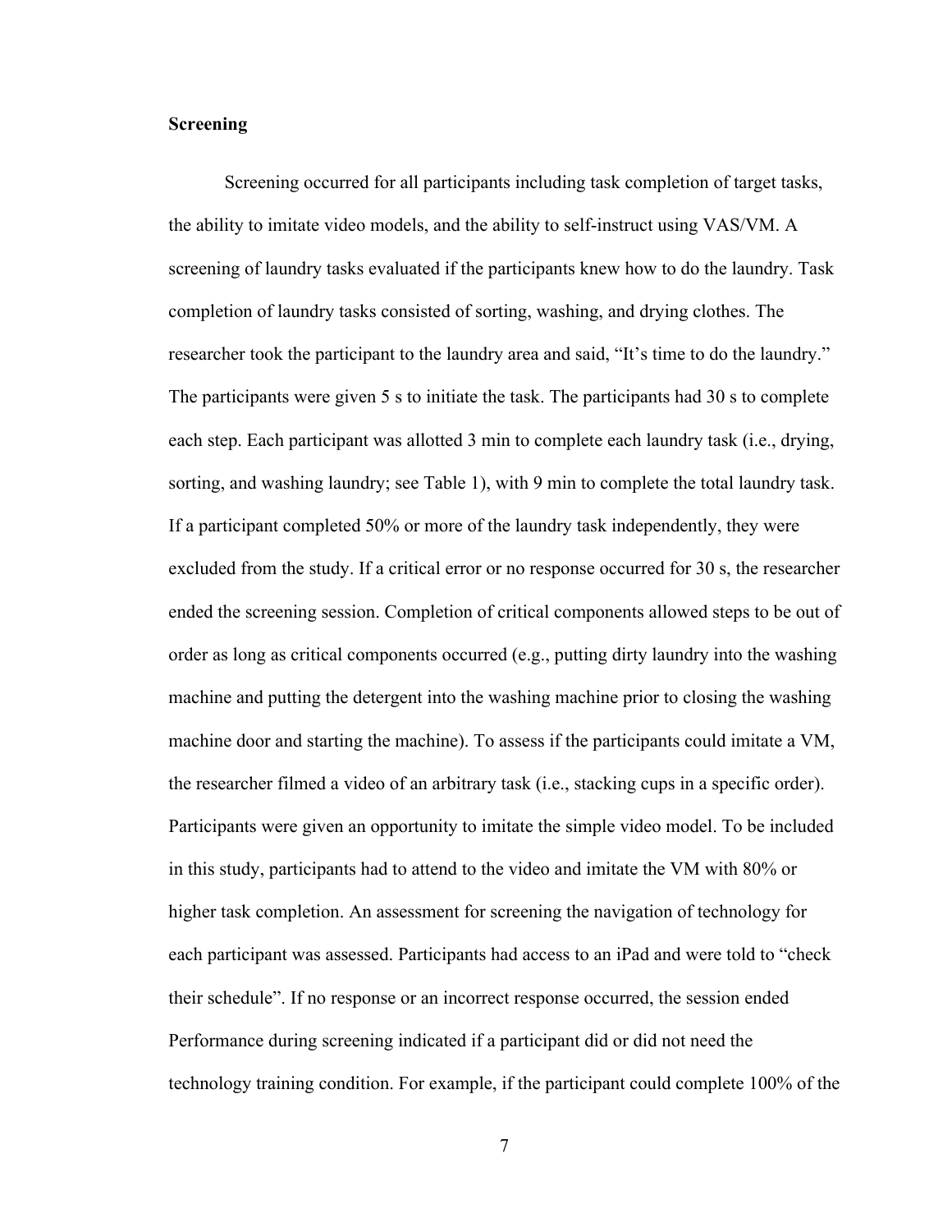**Screening**

Screening occurred for all participants including task completion of target tasks, the ability to imitate video models, and the ability to self-instruct using VAS/VM. A screening of laundry tasks evaluated if the participants knew how to do the laundry. Task completion of laundry tasks consisted of sorting, washing, and drying clothes. The researcher took the participant to the laundry area and said, "It's time to do the laundry." The participants were given 5 s to initiate the task. The participants had 30 s to complete each step. Each participant was allotted 3 min to complete each laundry task (i.e., drying, sorting, and washing laundry; see Table 1), with 9 min to complete the total laundry task. If a participant completed 50% or more of the laundry task independently, they were excluded from the study. If a critical error or no response occurred for 30 s, the researcher ended the screening session. Completion of critical components allowed steps to be out of order as long as critical components occurred (e.g., putting dirty laundry into the washing machine and putting the detergent into the washing machine prior to closing the washing machine door and starting the machine). To assess if the participants could imitate a VM, the researcher filmed a video of an arbitrary task (i.e., stacking cups in a specific order). Participants were given an opportunity to imitate the simple video model. To be included in this study, participants had to attend to the video and imitate the VM with 80% or higher task completion. An assessment for screening the navigation of technology for each participant was assessed. Participants had access to an iPad and were told to "check their schedule". If no response or an incorrect response occurred, the session ended Performance during screening indicated if a participant did or did not need the technology training condition. For example, if the participant could complete 100% of the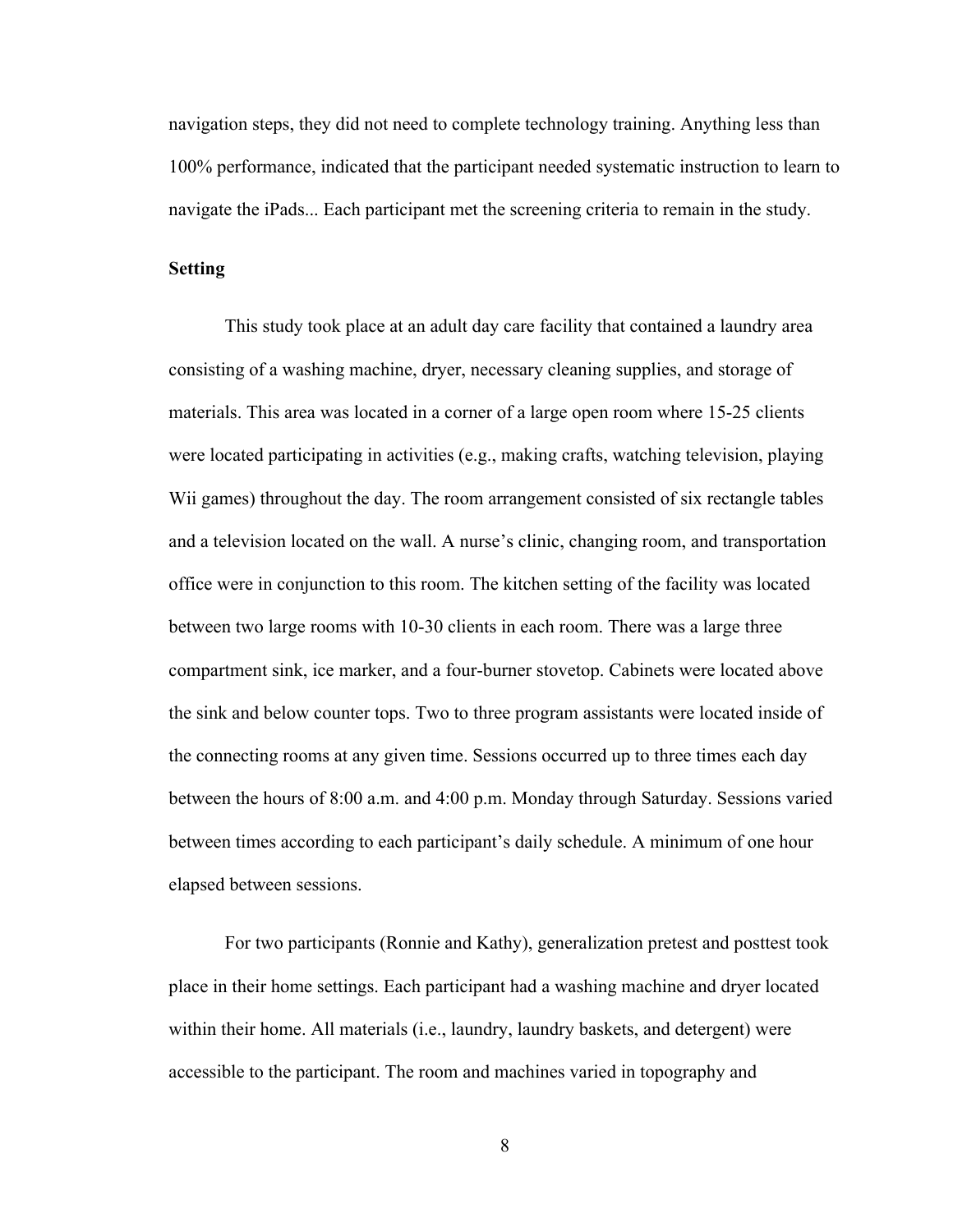navigation steps, they did not need to complete technology training. Anything less than 100% performance, indicated that the participant needed systematic instruction to learn to navigate the iPads... Each participant met the screening criteria to remain in the study.

**Setting**

This study took place at an adult day care facility that contained a laundry area consisting of a washing machine, dryer, necessary cleaning supplies, and storage of materials. This area was located in a corner of a large open room where 15-25 clients were located participating in activities (e.g., making crafts, watching television, playing Wii games) throughout the day. The room arrangement consisted of six rectangle tables and a television located on the wall. A nurse's clinic, changing room, and transportation office were in conjunction to this room. The kitchen setting of the facility was located between two large rooms with 10-30 clients in each room. There was a large three compartment sink, ice marker, and a four-burner stovetop. Cabinets were located above the sink and below counter tops. Two to three program assistants were located inside of the connecting rooms at any given time. Sessions occurred up to three times each day between the hours of 8:00 a.m. and 4:00 p.m. Monday through Saturday. Sessions varied between times according to each participant's daily schedule. A minimum of one hour elapsed between sessions.

For two participants (Ronnie and Kathy), generalization pretest and posttest took place in their home settings. Each participant had a washing machine and dryer located within their home. All materials (i.e., laundry, laundry baskets, and detergent) were accessible to the participant. The room and machines varied in topography and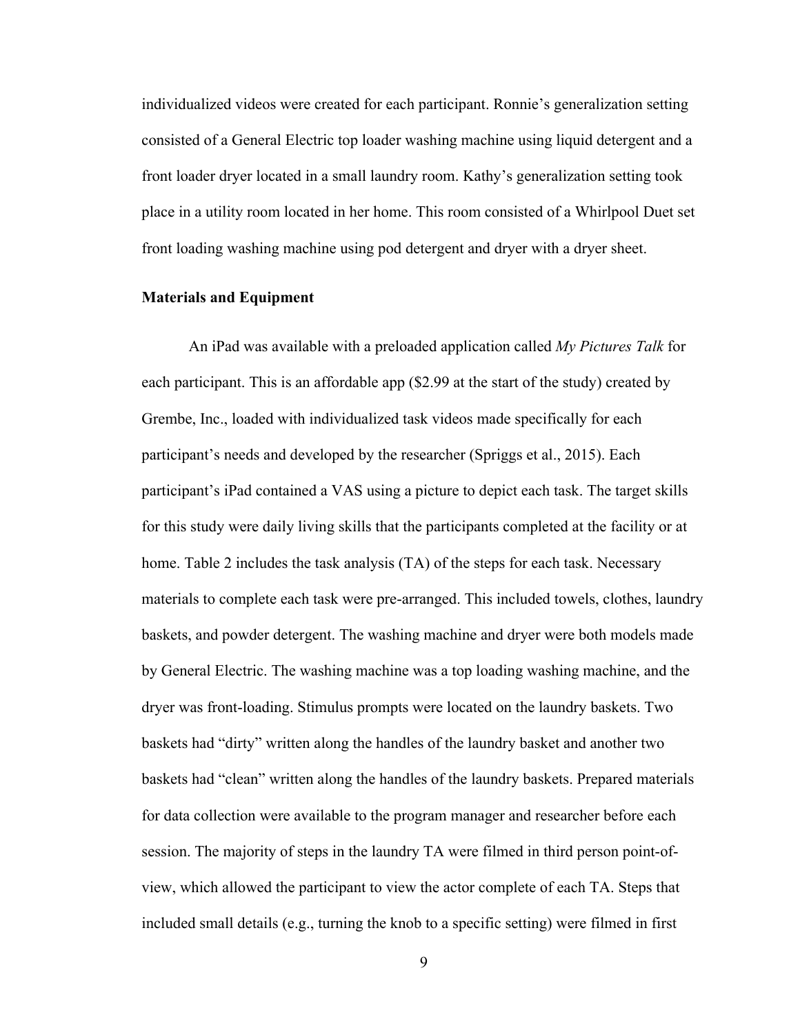individualized videos were created for each participant. Ronnie's generalization setting consisted of a General Electric top loader washing machine using liquid detergent and a front loader dryer located in a small laundry room. Kathy's generalization setting took place in a utility room located in her home. This room consisted of a Whirlpool Duet set front loading washing machine using pod detergent and dryer with a dryer sheet.

**Materials and Equipment**

An iPad was available with a preloaded application called *My Pictures Talk* for each participant. This is an affordable app ($2.99 at the start of the study) created by Grembe, Inc., loaded with individualized task videos made specifically for each participant's needs and developed by the researcher (Spriggs et al., 2015). Each participant's iPad contained a VAS using a picture to depict each task. The target skills for this study were daily living skills that the participants completed at the facility or at home. Table 2 includes the task analysis (TA) of the steps for each task. Necessary materials to complete each task were pre-arranged. This included towels, clothes, laundry baskets, and powder detergent. The washing machine and dryer were both models made by General Electric. The washing machine was a top loading washing machine, and the dryer was front-loading. Stimulus prompts were located on the laundry baskets. Two baskets had "dirty" written along the handles of the laundry basket and another two baskets had "clean" written along the handles of the laundry baskets. Prepared materials for data collection were available to the program manager and researcher before each session. The majority of steps in the laundry TA were filmed in third person point-of-view, which allowed the participant to view the actor complete of each TA. Steps that included small details (e.g., turning the knob to a specific setting) were filmed in first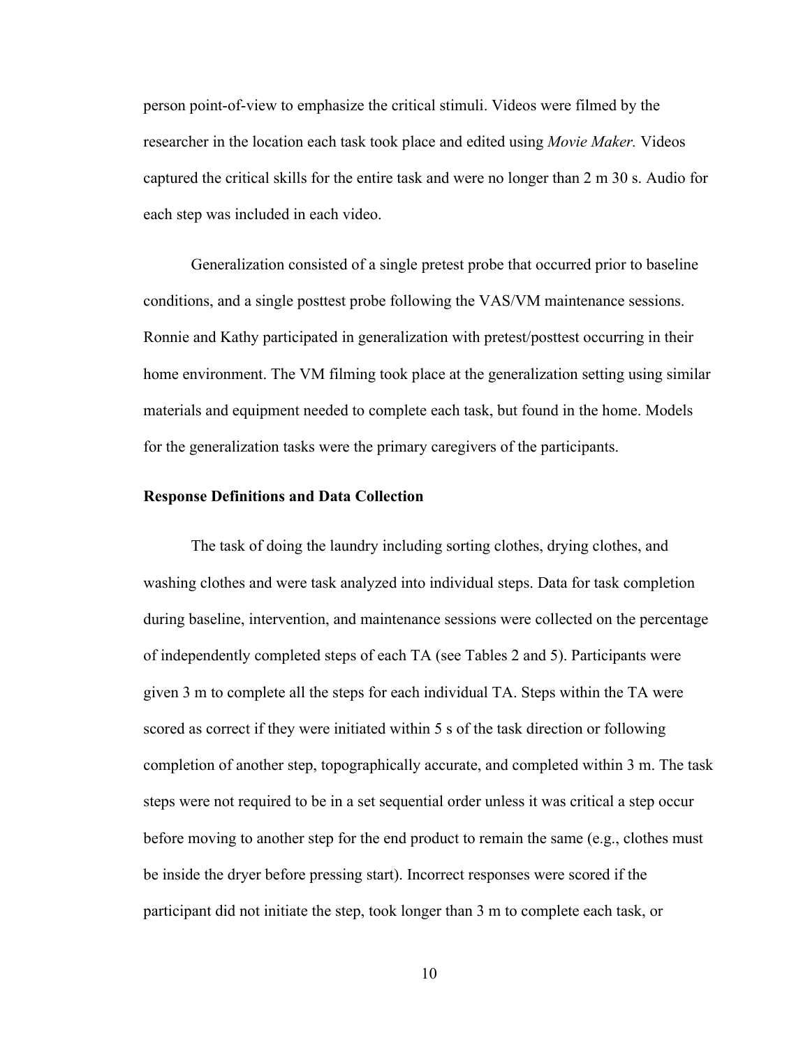person point-of-view to emphasize the critical stimuli. Videos were filmed by the researcher in the location each task took place and edited using *Movie Maker.* Videos captured the critical skills for the entire task and were no longer than 2 m 30 s. Audio for each step was included in each video.

Generalization consisted of a single pretest probe that occurred prior to baseline conditions, and a single posttest probe following the VAS/VM maintenance sessions. Ronnie and Kathy participated in generalization with pretest/posttest occurring in their home environment. The VM filming took place at the generalization setting using similar materials and equipment needed to complete each task, but found in the home. Models for the generalization tasks were the primary caregivers of the participants.

**Response Definitions and Data Collection**

The task of doing the laundry including sorting clothes, drying clothes, and washing clothes and were task analyzed into individual steps. Data for task completion during baseline, intervention, and maintenance sessions were collected on the percentage of independently completed steps of each TA (see Tables 2 and 5). Participants were given 3 m to complete all the steps for each individual TA. Steps within the TA were scored as correct if they were initiated within 5 s of the task direction or following completion of another step, topographically accurate, and completed within 3 m. The task steps were not required to be in a set sequential order unless it was critical a step occur before moving to another step for the end product to remain the same (e.g., clothes must be inside the dryer before pressing start). Incorrect responses were scored if the participant did not initiate the step, took longer than 3 m to complete each task, or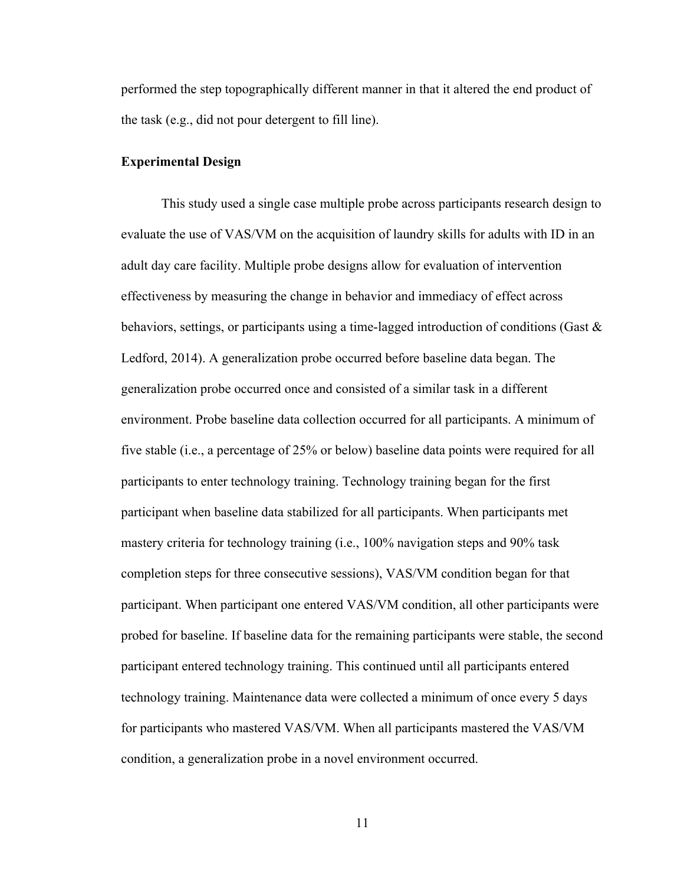performed the step topographically different manner in that it altered the end product of the task (e.g., did not pour detergent to fill line).

**Experimental Design**

This study used a single case multiple probe across participants research design to evaluate the use of VAS/VM on the acquisition of laundry skills for adults with ID in an adult day care facility. Multiple probe designs allow for evaluation of intervention effectiveness by measuring the change in behavior and immediacy of effect across behaviors, settings, or participants using a time-lagged introduction of conditions (Gast & Ledford, 2014). A generalization probe occurred before baseline data began. The generalization probe occurred once and consisted of a similar task in a different environment. Probe baseline data collection occurred for all participants. A minimum of five stable (i.e., a percentage of 25% or below) baseline data points were required for all participants to enter technology training. Technology training began for the first participant when baseline data stabilized for all participants. When participants met mastery criteria for technology training (i.e., 100% navigation steps and 90% task completion steps for three consecutive sessions), VAS/VM condition began for that participant. When participant one entered VAS/VM condition, all other participants were probed for baseline. If baseline data for the remaining participants were stable, the second participant entered technology training. This continued until all participants entered technology training. Maintenance data were collected a minimum of once every 5 days for participants who mastered VAS/VM. When all participants mastered the VAS/VM condition, a generalization probe in a novel environment occurred.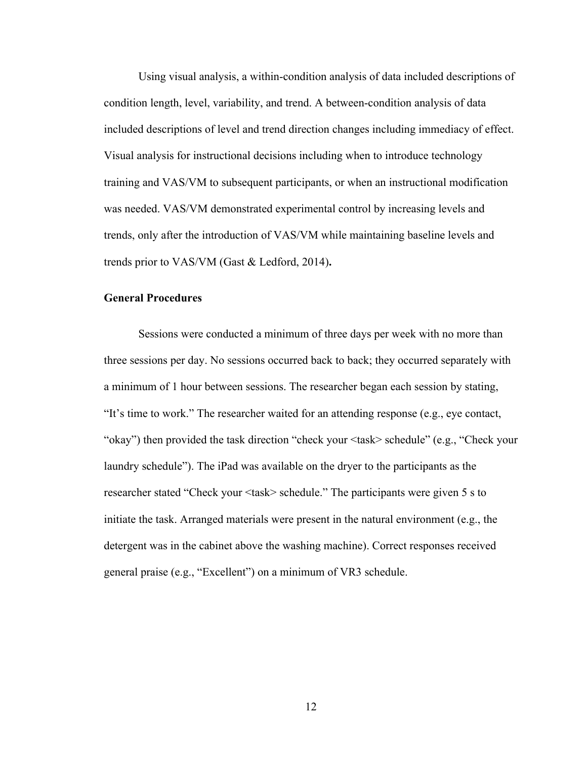Using visual analysis, a within-condition analysis of data included descriptions of condition length, level, variability, and trend. A between-condition analysis of data included descriptions of level and trend direction changes including immediacy of effect. Visual analysis for instructional decisions including when to introduce technology training and VAS/VM to subsequent participants, or when an instructional modification was needed. VAS/VM demonstrated experimental control by increasing levels and trends, only after the introduction of VAS/VM while maintaining baseline levels and trends prior to VAS/VM (Gast & Ledford, 2014)**.**

**General Procedures**

Sessions were conducted a minimum of three days per week with no more than three sessions per day. No sessions occurred back to back; they occurred separately with a minimum of 1 hour between sessions. The researcher began each session by stating, "It's time to work." The researcher waited for an attending response (e.g., eye contact, "okay") then provided the task direction "check your <task> schedule" (e.g., "Check your laundry schedule"). The iPad was available on the dryer to the participants as the researcher stated "Check your <task> schedule." The participants were given 5 s to initiate the task. Arranged materials were present in the natural environment (e.g., the detergent was in the cabinet above the washing machine). Correct responses received general praise (e.g., "Excellent") on a minimum of VR3 schedule.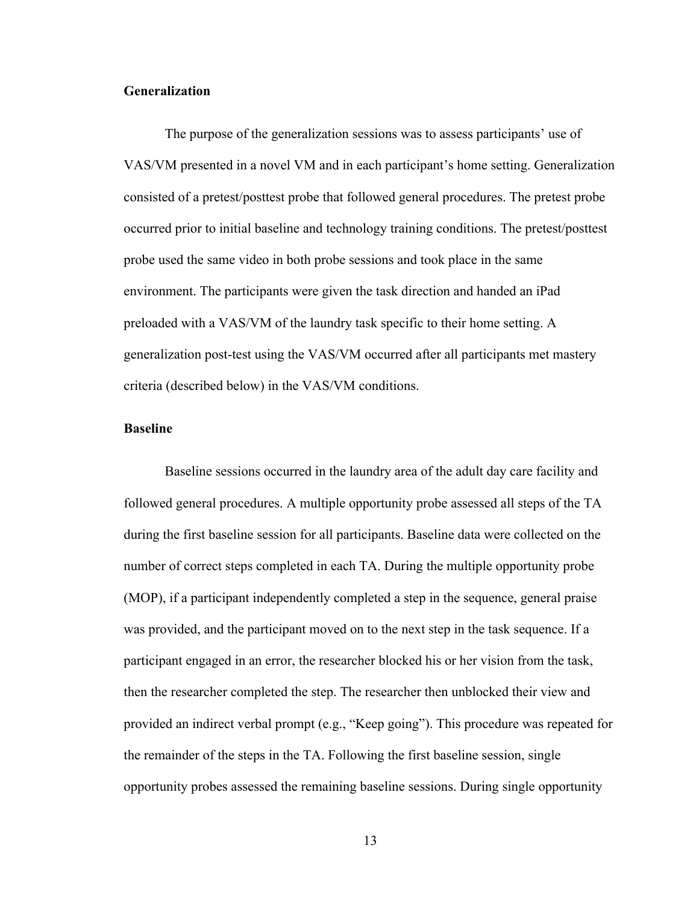### Generalization

The purpose of the generalization sessions was to assess participants' use of VAS/VM presented in a novel VM and in each participant's home setting. Generalization consisted of a pretest/posttest probe that followed general procedures. The pretest probe occurred prior to initial baseline and technology training conditions. The pretest/posttest probe used the same video in both probe sessions and took place in the same environment. The participants were given the task direction and handed an iPad preloaded with a VAS/VM of the laundry task specific to their home setting. A generalization post-test using the VAS/VM occurred after all participants met mastery criteria (described below) in the VAS/VM conditions.

### Baseline

Baseline sessions occurred in the laundry area of the adult day care facility and followed general procedures. A multiple opportunity probe assessed all steps of the TA during the first baseline session for all participants. Baseline data were collected on the number of correct steps completed in each TA. During the multiple opportunity probe (MOP), if a participant independently completed a step in the sequence, general praise was provided, and the participant moved on to the next step in the task sequence. If a participant engaged in an error, the researcher blocked his or her vision from the task, then the researcher completed the step. The researcher then unblocked their view and provided an indirect verbal prompt (e.g., "Keep going"). This procedure was repeated for the remainder of the steps in the TA. Following the first baseline session, single opportunity probes assessed the remaining baseline sessions. During single opportunity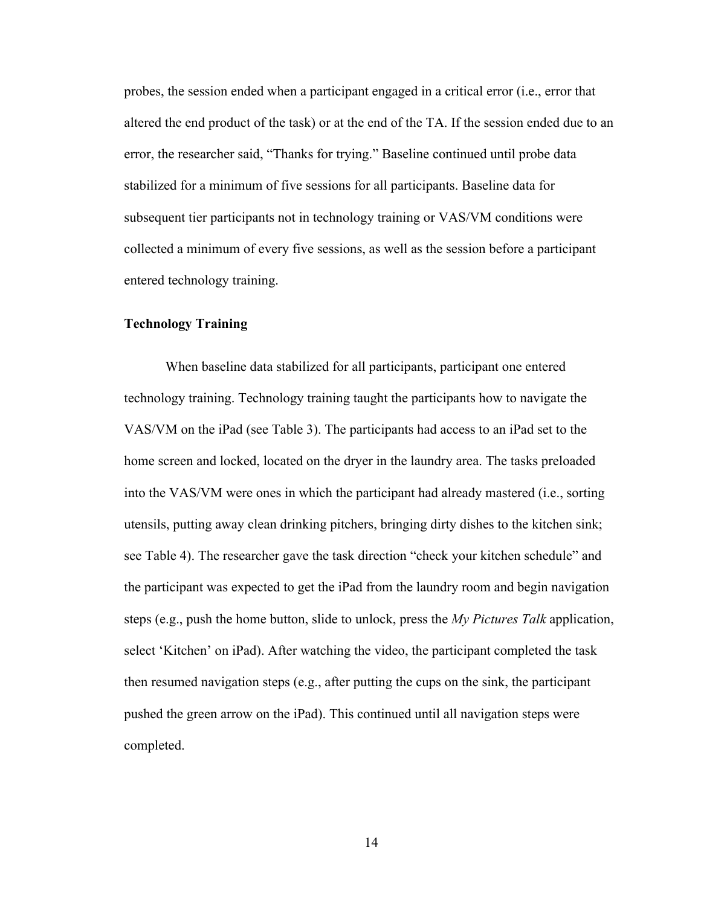probes, the session ended when a participant engaged in a critical error (i.e., error that altered the end product of the task) or at the end of the TA. If the session ended due to an error, the researcher said, "Thanks for trying." Baseline continued until probe data stabilized for a minimum of five sessions for all participants. Baseline data for subsequent tier participants not in technology training or VAS/VM conditions were collected a minimum of every five sessions, as well as the session before a participant entered technology training.

### Technology Training

When baseline data stabilized for all participants, participant one entered technology training. Technology training taught the participants how to navigate the VAS/VM on the iPad (see Table 3). The participants had access to an iPad set to the home screen and locked, located on the dryer in the laundry area. The tasks preloaded into the VAS/VM were ones in which the participant had already mastered (i.e., sorting utensils, putting away clean drinking pitchers, bringing dirty dishes to the kitchen sink; see Table 4). The researcher gave the task direction "check your kitchen schedule" and the participant was expected to get the iPad from the laundry room and begin navigation steps (e.g., push the home button, slide to unlock, press the *My Pictures Talk* application, select 'Kitchen' on iPad). After watching the video, the participant completed the task then resumed navigation steps (e.g., after putting the cups on the sink, the participant pushed the green arrow on the iPad). This continued until all navigation steps were completed.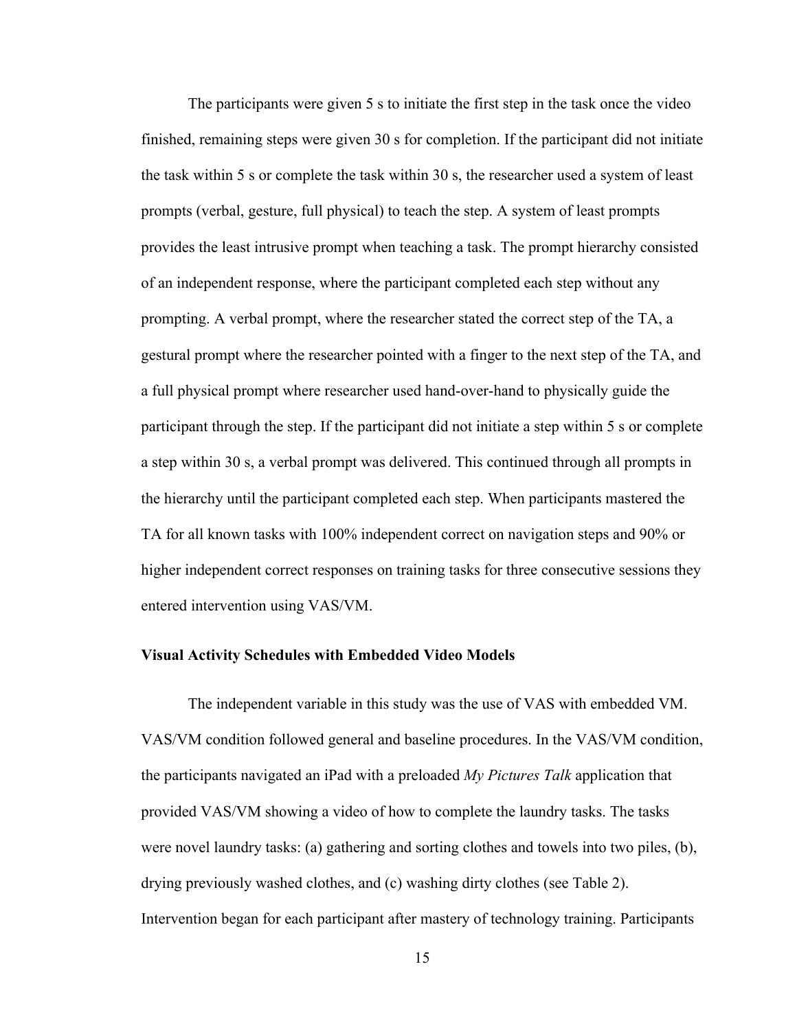The participants were given 5 s to initiate the first step in the task once the video finished, remaining steps were given 30 s for completion. If the participant did not initiate the task within 5 s or complete the task within 30 s, the researcher used a system of least prompts (verbal, gesture, full physical) to teach the step. A system of least prompts provides the least intrusive prompt when teaching a task. The prompt hierarchy consisted of an independent response, where the participant completed each step without any prompting. A verbal prompt, where the researcher stated the correct step of the TA, a gestural prompt where the researcher pointed with a finger to the next step of the TA, and a full physical prompt where researcher used hand-over-hand to physically guide the participant through the step. If the participant did not initiate a step within 5 s or complete a step within 30 s, a verbal prompt was delivered. This continued through all prompts in the hierarchy until the participant completed each step. When participants mastered the TA for all known tasks with 100% independent correct on navigation steps and 90% or higher independent correct responses on training tasks for three consecutive sessions they entered intervention using VAS/VM.

**Visual Activity Schedules with Embedded Video Models**

The independent variable in this study was the use of VAS with embedded VM. VAS/VM condition followed general and baseline procedures. In the VAS/VM condition, the participants navigated an iPad with a preloaded *My Pictures Talk* application that provided VAS/VM showing a video of how to complete the laundry tasks. The tasks were novel laundry tasks: (a) gathering and sorting clothes and towels into two piles, (b), drying previously washed clothes, and (c) washing dirty clothes (see Table 2). Intervention began for each participant after mastery of technology training. Participants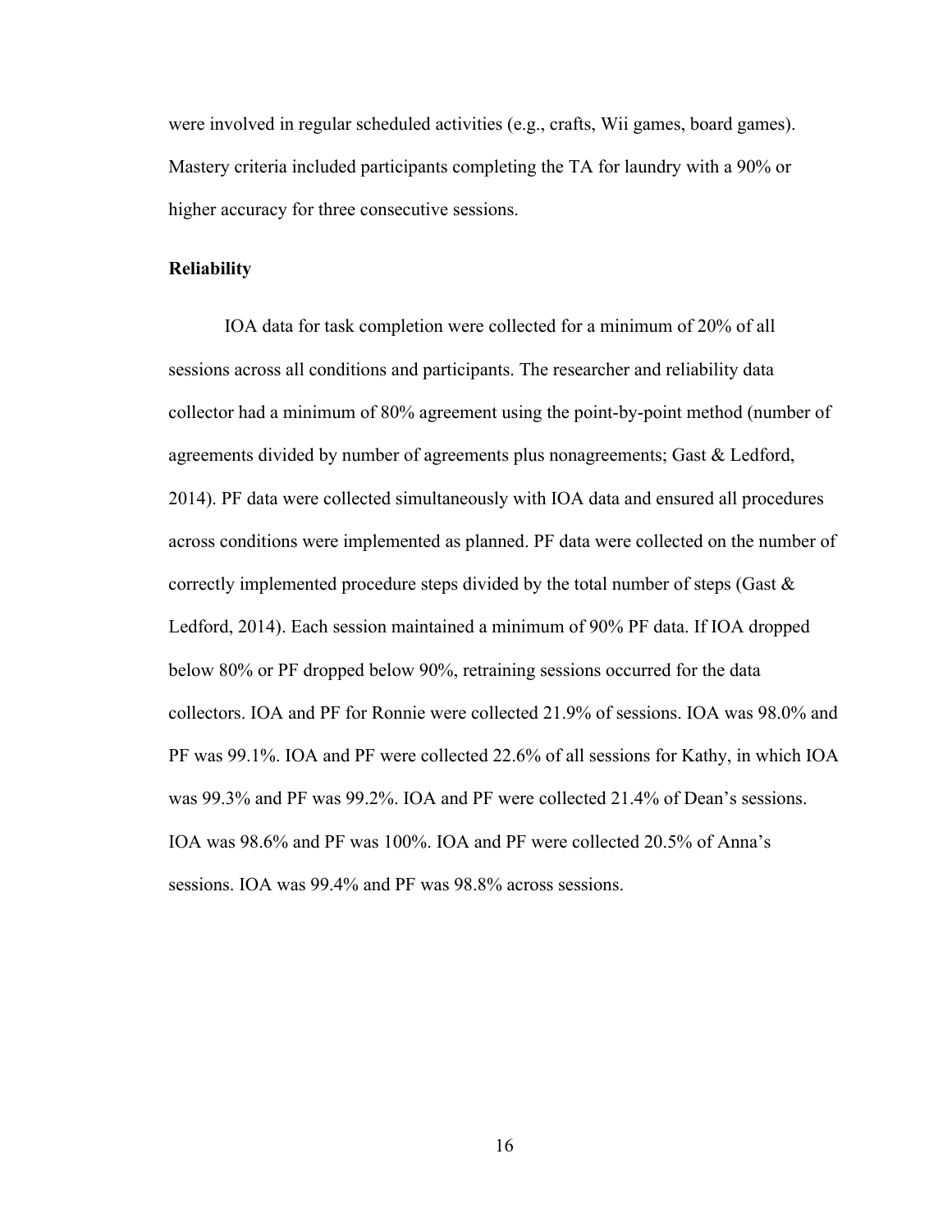were involved in regular scheduled activities (e.g., crafts, Wii games, board games). Mastery criteria included participants completing the TA for laundry with a 90% or higher accuracy for three consecutive sessions.

**Reliability**

IOA data for task completion were collected for a minimum of 20% of all sessions across all conditions and participants. The researcher and reliability data collector had a minimum of 80% agreement using the point-by-point method (number of agreements divided by number of agreements plus nonagreements; Gast & Ledford, 2014). PF data were collected simultaneously with IOA data and ensured all procedures across conditions were implemented as planned. PF data were collected on the number of correctly implemented procedure steps divided by the total number of steps (Gast & Ledford, 2014). Each session maintained a minimum of 90% PF data. If IOA dropped below 80% or PF dropped below 90%, retraining sessions occurred for the data collectors. IOA and PF for Ronnie were collected 21.9% of sessions. IOA was 98.0% and PF was 99.1%. IOA and PF were collected 22.6% of all sessions for Kathy, in which IOA was 99.3% and PF was 99.2%. IOA and PF were collected 21.4% of Dean's sessions. IOA was 98.6% and PF was 100%. IOA and PF were collected 20.5% of Anna's sessions. IOA was 99.4% and PF was 98.8% across sessions.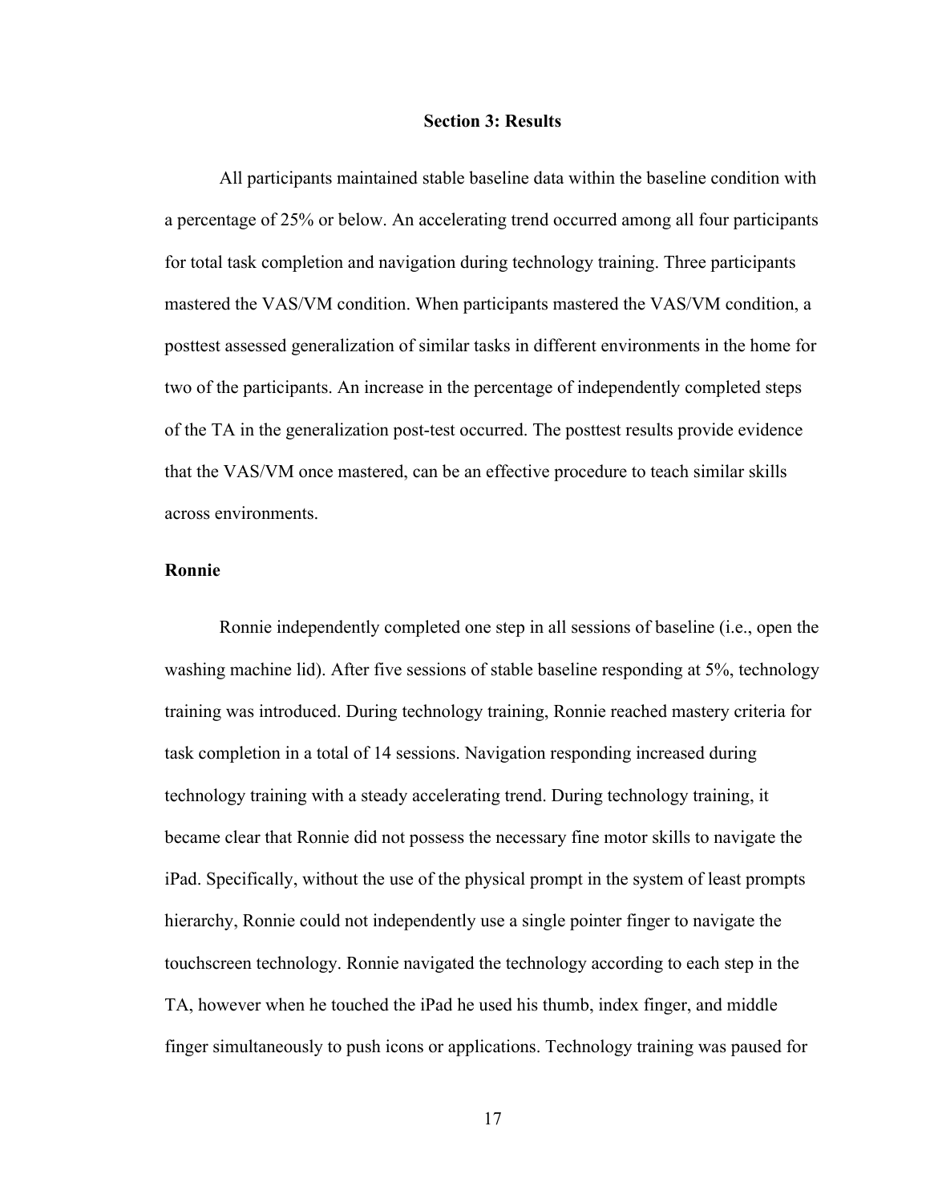## Section 3: Results

All participants maintained stable baseline data within the baseline condition with a percentage of 25% or below. An accelerating trend occurred among all four participants for total task completion and navigation during technology training. Three participants mastered the VAS/VM condition. When participants mastered the VAS/VM condition, a posttest assessed generalization of similar tasks in different environments in the home for two of the participants. An increase in the percentage of independently completed steps of the TA in the generalization post-test occurred. The posttest results provide evidence that the VAS/VM once mastered, can be an effective procedure to teach similar skills across environments.

### Ronnie

Ronnie independently completed one step in all sessions of baseline (i.e., open the washing machine lid). After five sessions of stable baseline responding at 5%, technology training was introduced. During technology training, Ronnie reached mastery criteria for task completion in a total of 14 sessions. Navigation responding increased during technology training with a steady accelerating trend. During technology training, it became clear that Ronnie did not possess the necessary fine motor skills to navigate the iPad. Specifically, without the use of the physical prompt in the system of least prompts hierarchy, Ronnie could not independently use a single pointer finger to navigate the touchscreen technology. Ronnie navigated the technology according to each step in the TA, however when he touched the iPad he used his thumb, index finger, and middle finger simultaneously to push icons or applications. Technology training was paused for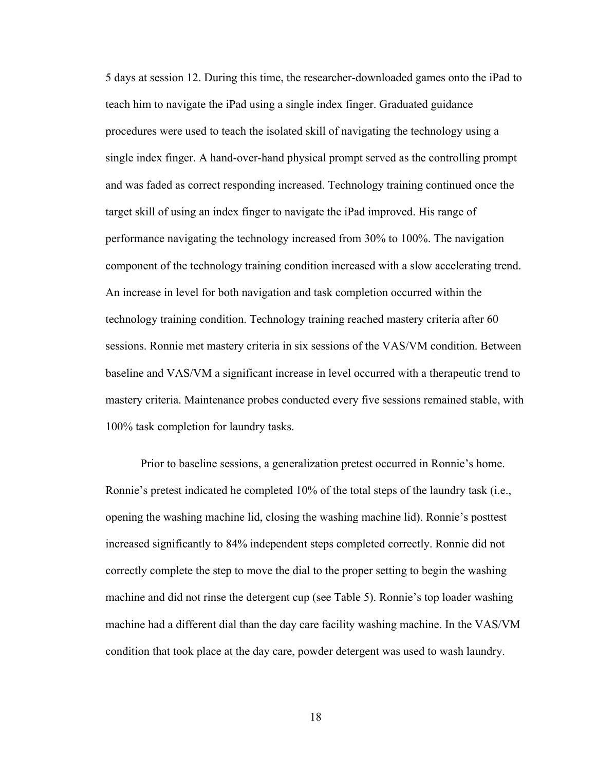5 days at session 12. During this time, the researcher-downloaded games onto the iPad to teach him to navigate the iPad using a single index finger. Graduated guidance procedures were used to teach the isolated skill of navigating the technology using a single index finger. A hand-over-hand physical prompt served as the controlling prompt and was faded as correct responding increased. Technology training continued once the target skill of using an index finger to navigate the iPad improved. His range of performance navigating the technology increased from 30% to 100%. The navigation component of the technology training condition increased with a slow accelerating trend. An increase in level for both navigation and task completion occurred within the technology training condition. Technology training reached mastery criteria after 60 sessions. Ronnie met mastery criteria in six sessions of the VAS/VM condition. Between baseline and VAS/VM a significant increase in level occurred with a therapeutic trend to mastery criteria. Maintenance probes conducted every five sessions remained stable, with 100% task completion for laundry tasks.

Prior to baseline sessions, a generalization pretest occurred in Ronnie's home. Ronnie's pretest indicated he completed 10% of the total steps of the laundry task (i.e., opening the washing machine lid, closing the washing machine lid). Ronnie's posttest increased significantly to 84% independent steps completed correctly. Ronnie did not correctly complete the step to move the dial to the proper setting to begin the washing machine and did not rinse the detergent cup (see Table 5). Ronnie's top loader washing machine had a different dial than the day care facility washing machine. In the VAS/VM condition that took place at the day care, powder detergent was used to wash laundry.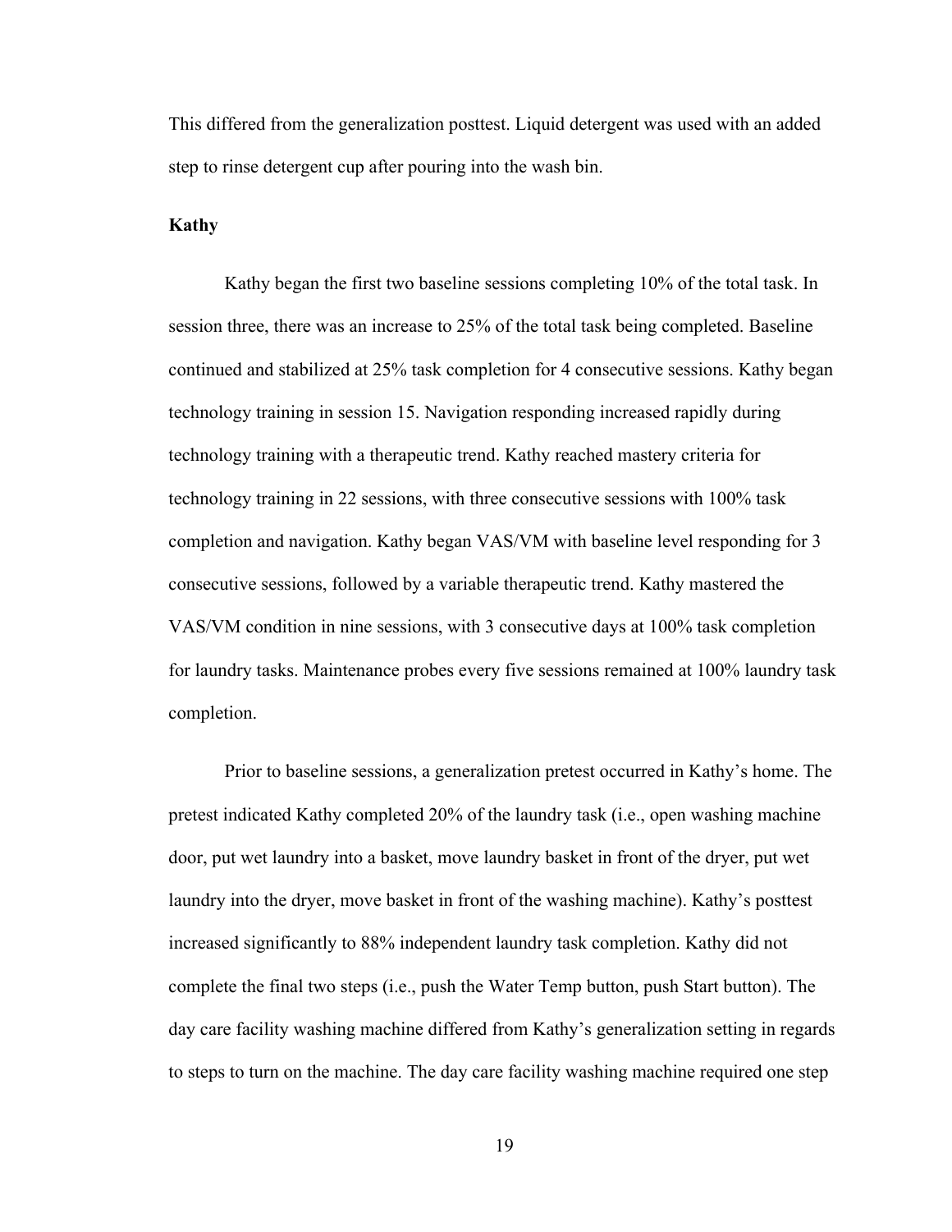This differed from the generalization posttest. Liquid detergent was used with an added step to rinse detergent cup after pouring into the wash bin.

**Kathy**

Kathy began the first two baseline sessions completing 10% of the total task. In session three, there was an increase to 25% of the total task being completed. Baseline continued and stabilized at 25% task completion for 4 consecutive sessions. Kathy began technology training in session 15. Navigation responding increased rapidly during technology training with a therapeutic trend. Kathy reached mastery criteria for technology training in 22 sessions, with three consecutive sessions with 100% task completion and navigation. Kathy began VAS/VM with baseline level responding for 3 consecutive sessions, followed by a variable therapeutic trend. Kathy mastered the VAS/VM condition in nine sessions, with 3 consecutive days at 100% task completion for laundry tasks. Maintenance probes every five sessions remained at 100% laundry task completion.

Prior to baseline sessions, a generalization pretest occurred in Kathy's home. The pretest indicated Kathy completed 20% of the laundry task (i.e., open washing machine door, put wet laundry into a basket, move laundry basket in front of the dryer, put wet laundry into the dryer, move basket in front of the washing machine). Kathy's posttest increased significantly to 88% independent laundry task completion. Kathy did not complete the final two steps (i.e., push the Water Temp button, push Start button). The day care facility washing machine differed from Kathy's generalization setting in regards to steps to turn on the machine. The day care facility washing machine required one step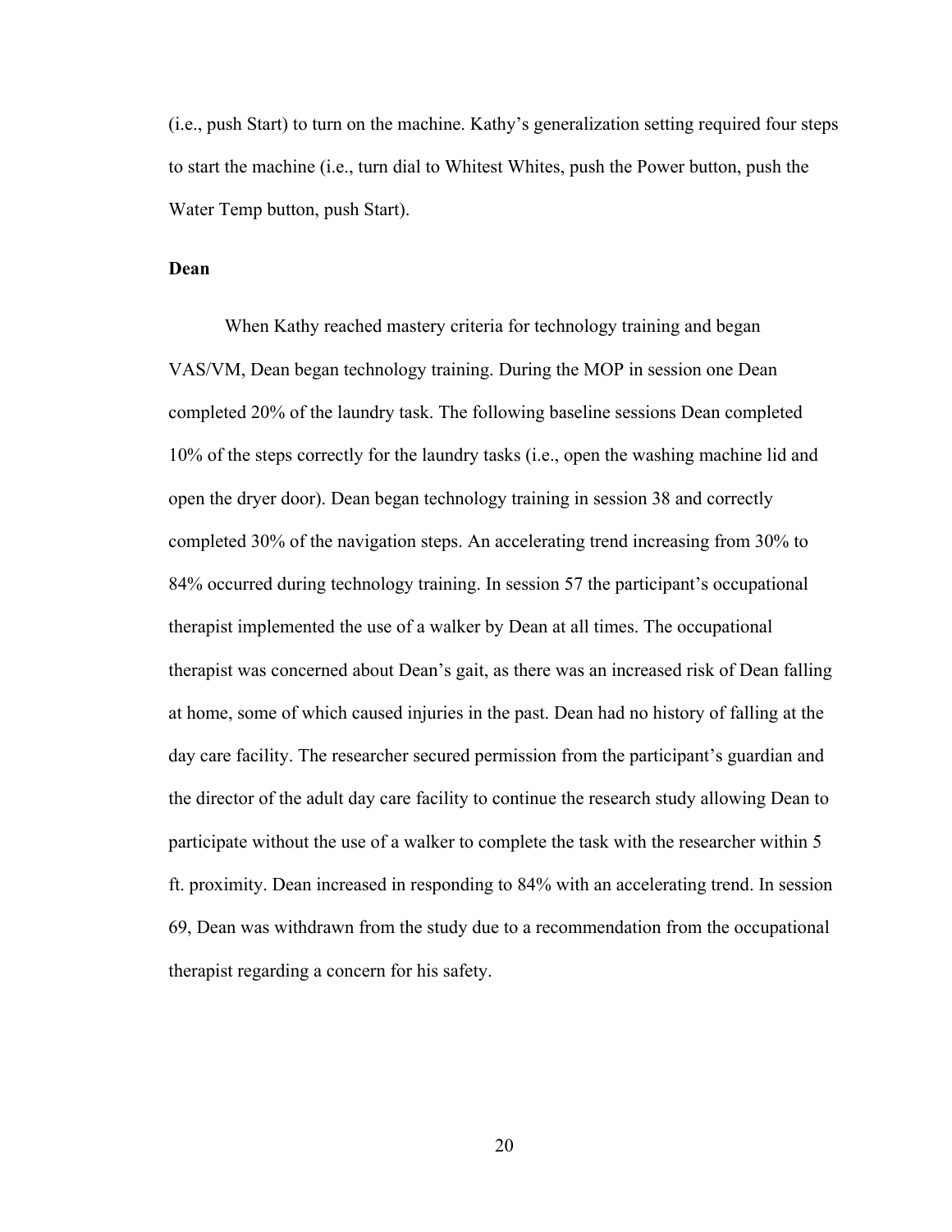(i.e., push Start) to turn on the machine. Kathy's generalization setting required four steps to start the machine (i.e., turn dial to Whitest Whites, push the Power button, push the Water Temp button, push Start).

**Dean**

When Kathy reached mastery criteria for technology training and began VAS/VM, Dean began technology training. During the MOP in session one Dean completed 20% of the laundry task. The following baseline sessions Dean completed 10% of the steps correctly for the laundry tasks (i.e., open the washing machine lid and open the dryer door). Dean began technology training in session 38 and correctly completed 30% of the navigation steps. An accelerating trend increasing from 30% to 84% occurred during technology training. In session 57 the participant's occupational therapist implemented the use of a walker by Dean at all times. The occupational therapist was concerned about Dean's gait, as there was an increased risk of Dean falling at home, some of which caused injuries in the past. Dean had no history of falling at the day care facility. The researcher secured permission from the participant's guardian and the director of the adult day care facility to continue the research study allowing Dean to participate without the use of a walker to complete the task with the researcher within 5 ft. proximity. Dean increased in responding to 84% with an accelerating trend. In session 69, Dean was withdrawn from the study due to a recommendation from the occupational therapist regarding a concern for his safety.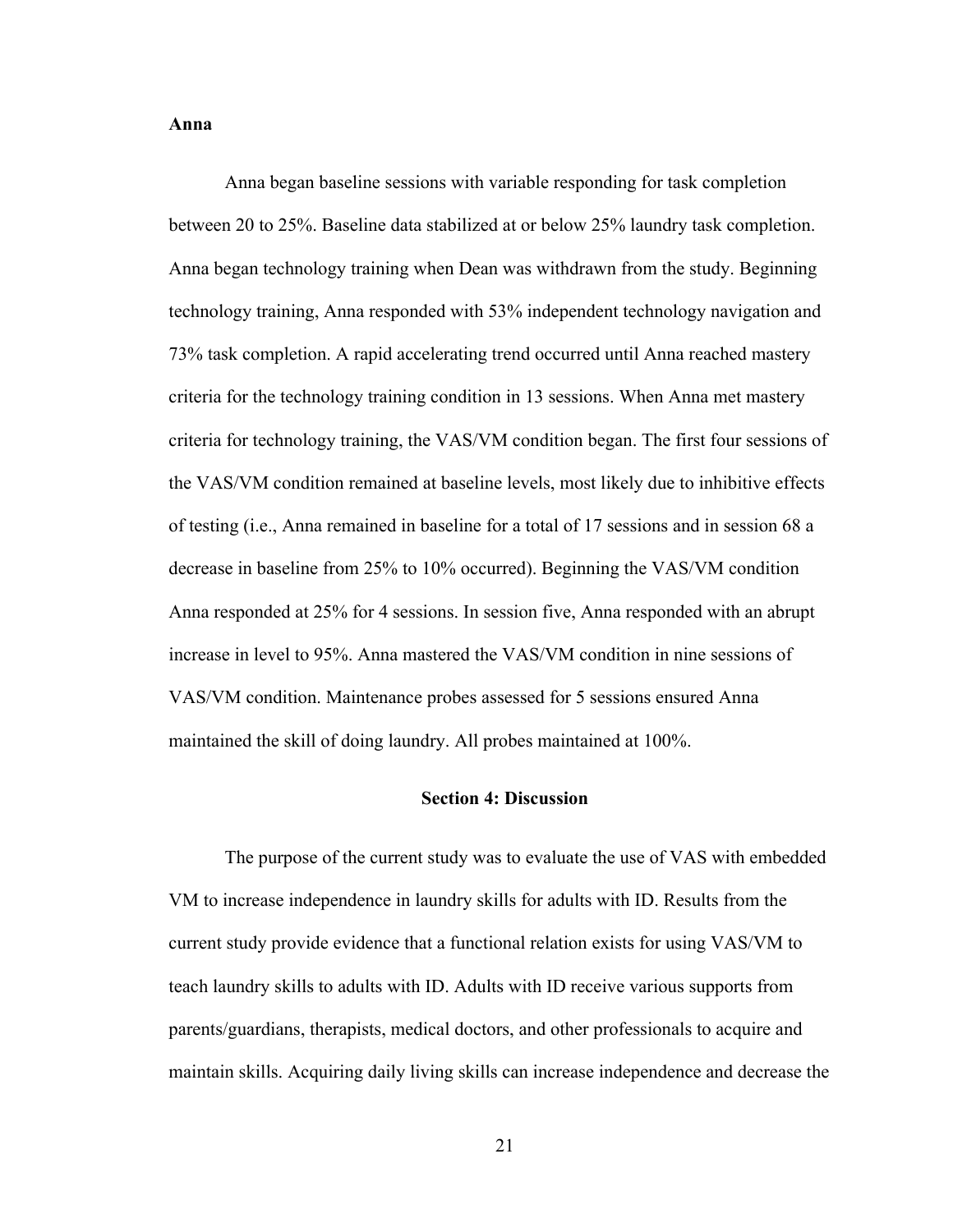### Anna

Anna began baseline sessions with variable responding for task completion between 20 to 25%. Baseline data stabilized at or below 25% laundry task completion. Anna began technology training when Dean was withdrawn from the study. Beginning technology training, Anna responded with 53% independent technology navigation and 73% task completion. A rapid accelerating trend occurred until Anna reached mastery criteria for the technology training condition in 13 sessions. When Anna met mastery criteria for technology training, the VAS/VM condition began. The first four sessions of the VAS/VM condition remained at baseline levels, most likely due to inhibitive effects of testing (i.e., Anna remained in baseline for a total of 17 sessions and in session 68 a decrease in baseline from 25% to 10% occurred). Beginning the VAS/VM condition Anna responded at 25% for 4 sessions. In session five, Anna responded with an abrupt increase in level to 95%. Anna mastered the VAS/VM condition in nine sessions of VAS/VM condition. Maintenance probes assessed for 5 sessions ensured Anna maintained the skill of doing laundry. All probes maintained at 100%.

## Section 4: Discussion

The purpose of the current study was to evaluate the use of VAS with embedded VM to increase independence in laundry skills for adults with ID. Results from the current study provide evidence that a functional relation exists for using VAS/VM to teach laundry skills to adults with ID. Adults with ID receive various supports from parents/guardians, therapists, medical doctors, and other professionals to acquire and maintain skills. Acquiring daily living skills can increase independence and decrease the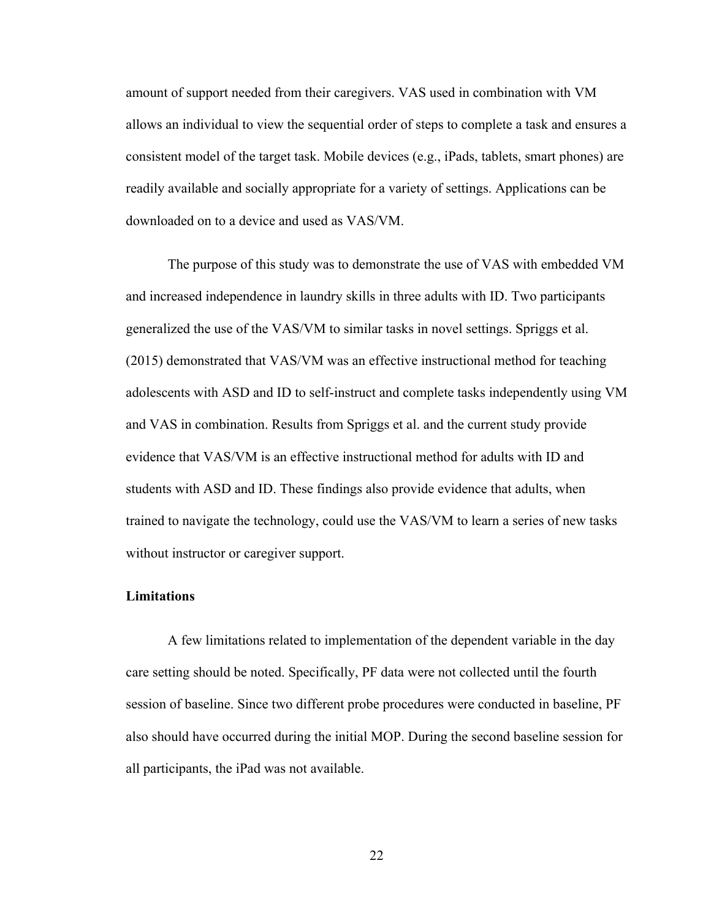amount of support needed from their caregivers. VAS used in combination with VM allows an individual to view the sequential order of steps to complete a task and ensures a consistent model of the target task. Mobile devices (e.g., iPads, tablets, smart phones) are readily available and socially appropriate for a variety of settings. Applications can be downloaded on to a device and used as VAS/VM.

The purpose of this study was to demonstrate the use of VAS with embedded VM and increased independence in laundry skills in three adults with ID. Two participants generalized the use of the VAS/VM to similar tasks in novel settings. Spriggs et al. (2015) demonstrated that VAS/VM was an effective instructional method for teaching adolescents with ASD and ID to self-instruct and complete tasks independently using VM and VAS in combination. Results from Spriggs et al. and the current study provide evidence that VAS/VM is an effective instructional method for adults with ID and students with ASD and ID. These findings also provide evidence that adults, when trained to navigate the technology, could use the VAS/VM to learn a series of new tasks without instructor or caregiver support.

**Limitations**

A few limitations related to implementation of the dependent variable in the day care setting should be noted. Specifically, PF data were not collected until the fourth session of baseline. Since two different probe procedures were conducted in baseline, PF also should have occurred during the initial MOP. During the second baseline session for all participants, the iPad was not available.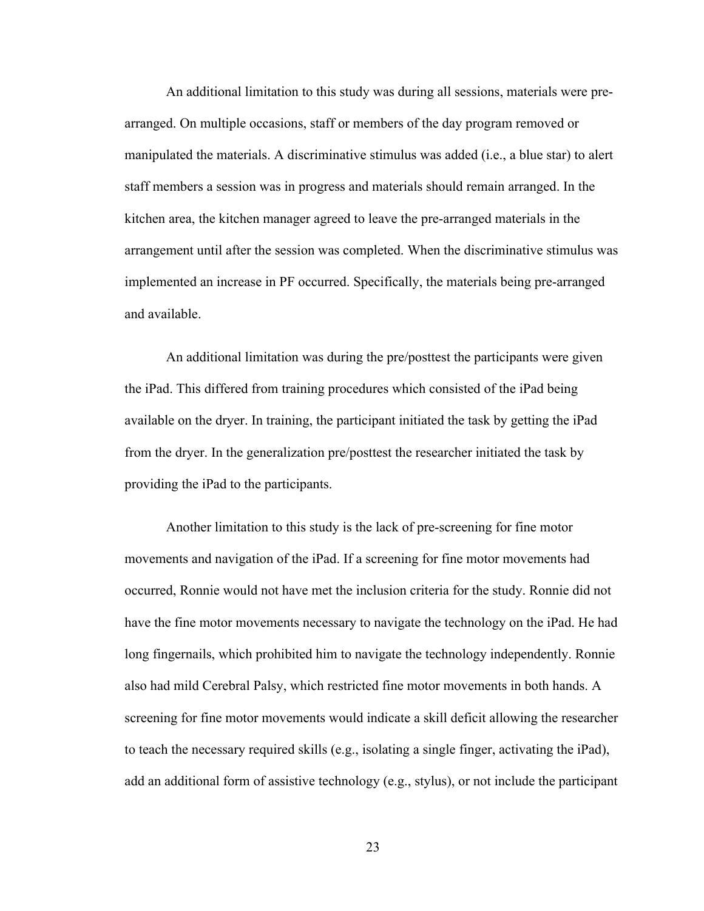An additional limitation to this study was during all sessions, materials were pre-arranged. On multiple occasions, staff or members of the day program removed or manipulated the materials. A discriminative stimulus was added (i.e., a blue star) to alert staff members a session was in progress and materials should remain arranged. In the kitchen area, the kitchen manager agreed to leave the pre-arranged materials in the arrangement until after the session was completed. When the discriminative stimulus was implemented an increase in PF occurred. Specifically, the materials being pre-arranged and available.

An additional limitation was during the pre/posttest the participants were given the iPad. This differed from training procedures which consisted of the iPad being available on the dryer. In training, the participant initiated the task by getting the iPad from the dryer. In the generalization pre/posttest the researcher initiated the task by providing the iPad to the participants.

Another limitation to this study is the lack of pre-screening for fine motor movements and navigation of the iPad. If a screening for fine motor movements had occurred, Ronnie would not have met the inclusion criteria for the study. Ronnie did not have the fine motor movements necessary to navigate the technology on the iPad. He had long fingernails, which prohibited him to navigate the technology independently. Ronnie also had mild Cerebral Palsy, which restricted fine motor movements in both hands. A screening for fine motor movements would indicate a skill deficit allowing the researcher to teach the necessary required skills (e.g., isolating a single finger, activating the iPad), add an additional form of assistive technology (e.g., stylus), or not include the participant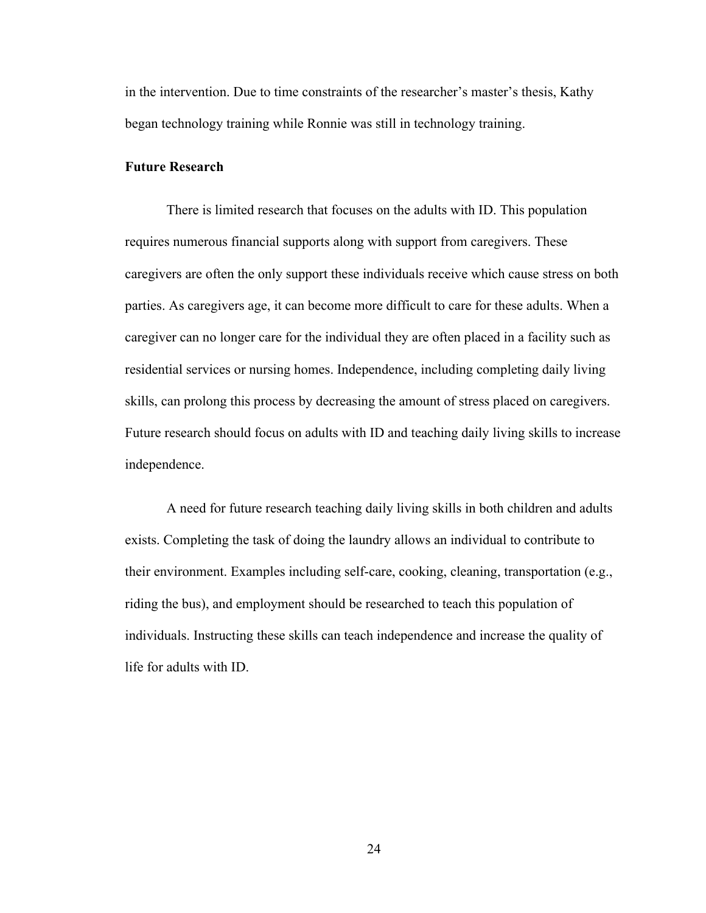in the intervention. Due to time constraints of the researcher's master's thesis, Kathy began technology training while Ronnie was still in technology training.

**Future Research**

There is limited research that focuses on the adults with ID. This population requires numerous financial supports along with support from caregivers. These caregivers are often the only support these individuals receive which cause stress on both parties. As caregivers age, it can become more difficult to care for these adults. When a caregiver can no longer care for the individual they are often placed in a facility such as residential services or nursing homes. Independence, including completing daily living skills, can prolong this process by decreasing the amount of stress placed on caregivers. Future research should focus on adults with ID and teaching daily living skills to increase independence.

A need for future research teaching daily living skills in both children and adults exists. Completing the task of doing the laundry allows an individual to contribute to their environment. Examples including self-care, cooking, cleaning, transportation (e.g., riding the bus), and employment should be researched to teach this population of individuals. Instructing these skills can teach independence and increase the quality of life for adults with ID.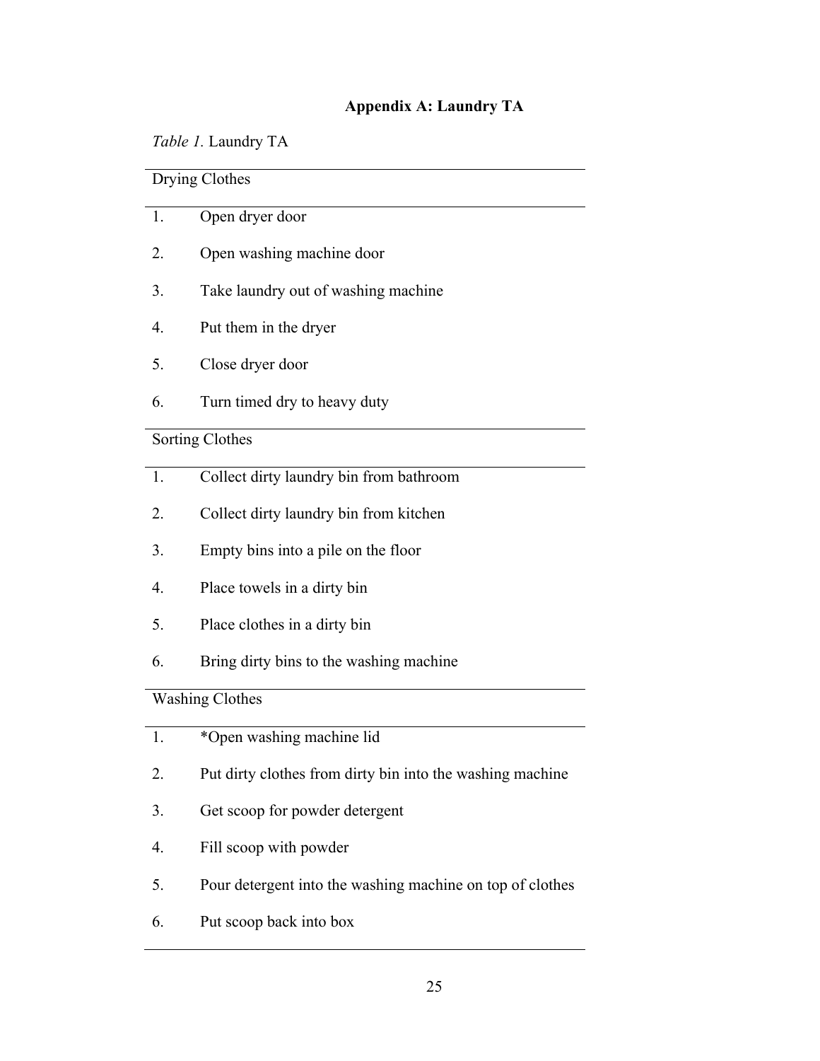## Appendix A: Laundry TA

*Table 1.* Laundry TA

| Drying Clothes | |
|---|---|
| 1. | Open dryer door |
| 2. | Open washing machine door |
| 3. | Take laundry out of washing machine |
| 4. | Put them in the dryer |
| 5. | Close dryer door |
| 6. | Turn timed dry to heavy duty |
| **Sorting Clothes** | |
| 1. | Collect dirty laundry bin from bathroom |
| 2. | Collect dirty laundry bin from kitchen |
| 3. | Empty bins into a pile on the floor |
| 4. | Place towels in a dirty bin |
| 5. | Place clothes in a dirty bin |
| 6. | Bring dirty bins to the washing machine |
| **Washing Clothes** | |
| 1. | *Open washing machine lid |
| 2. | Put dirty clothes from dirty bin into the washing machine |
| 3. | Get scoop for powder detergent |
| 4. | Fill scoop with powder |
| 5. | Pour detergent into the washing machine on top of clothes |
| 6. | Put scoop back into box |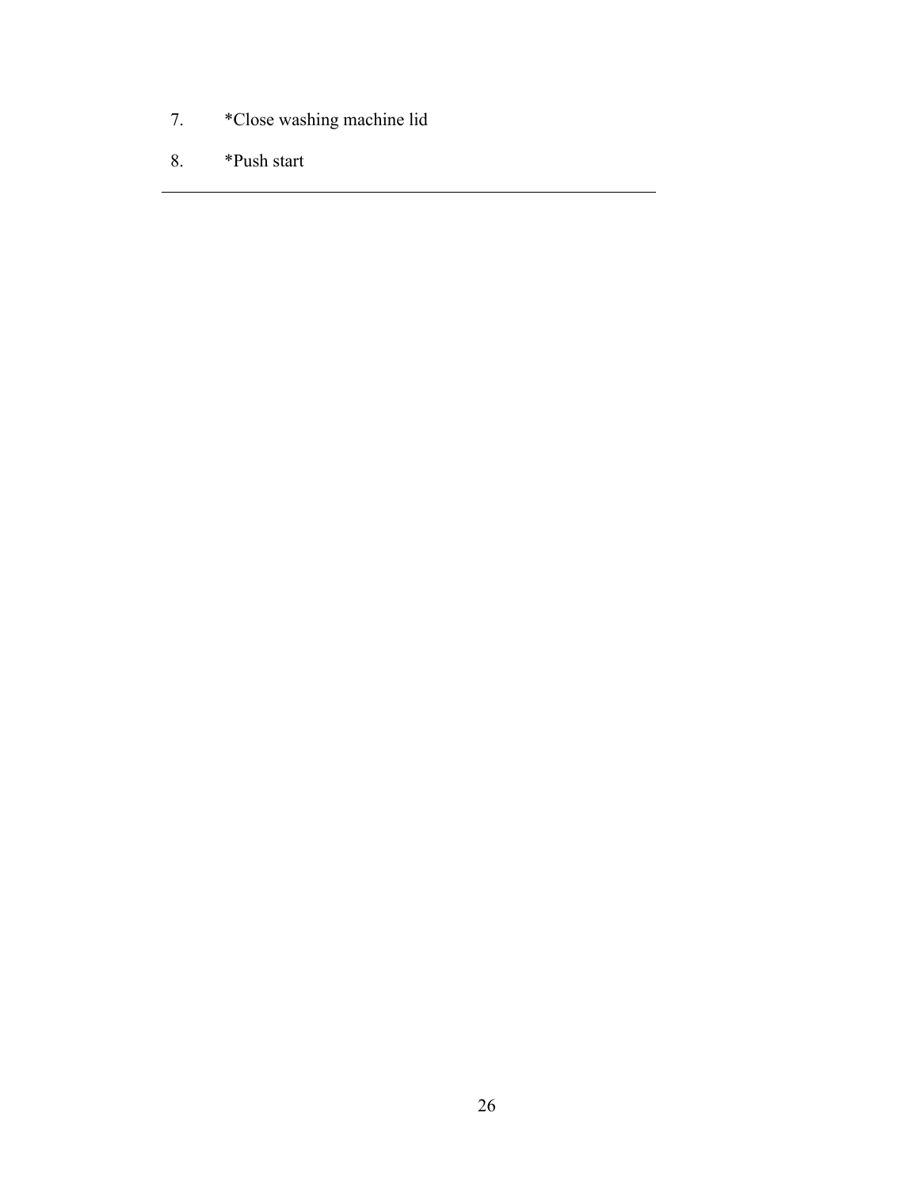7. *Close washing machine lid

8. *Push start

---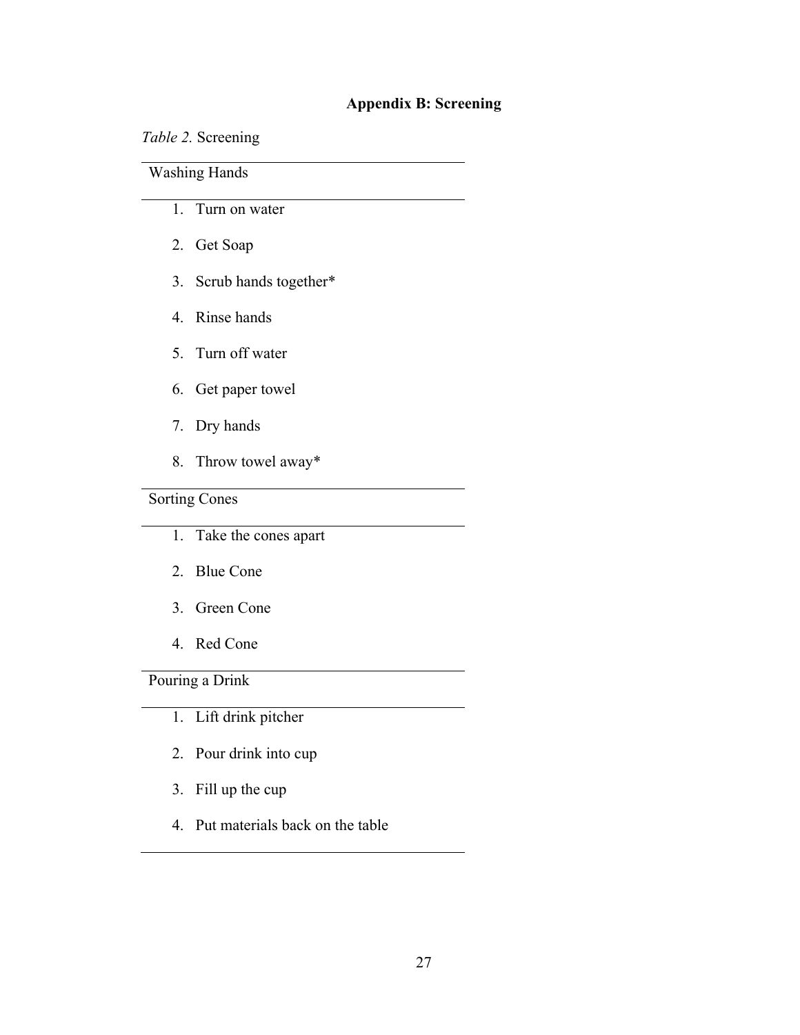## Appendix B: Screening

*Table 2.* Screening

| Washing Hands |
|---|
| 1. Turn on water |
| 2. Get Soap |
| 3. Scrub hands together* |
| 4. Rinse hands |
| 5. Turn off water |
| 6. Get paper towel |
| 7. Dry hands |
| 8. Throw towel away* |
| **Sorting Cones** |
| 1. Take the cones apart |
| 2. Blue Cone |
| 3. Green Cone |
| 4. Red Cone |
| **Pouring a Drink** |
| 1. Lift drink pitcher |
| 2. Pour drink into cup |
| 3. Fill up the cup |
| 4. Put materials back on the table |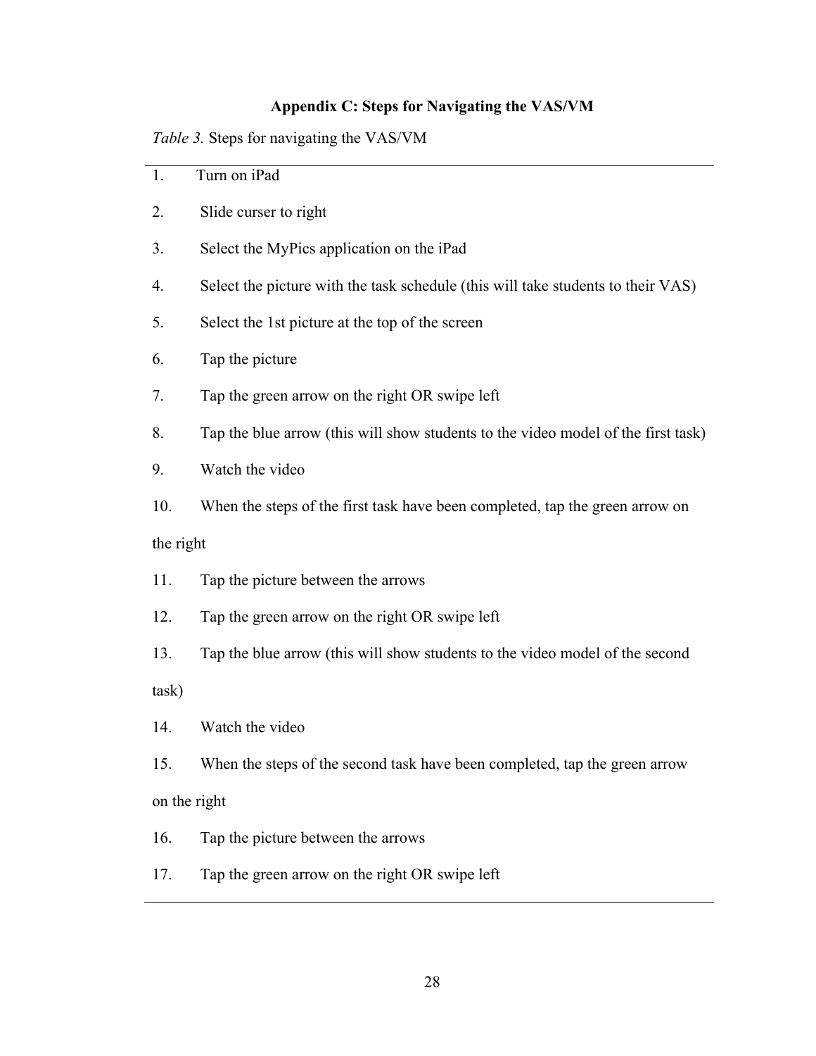## Appendix C: Steps for Navigating the VAS/VM

*Table 3.* Steps for navigating the VAS/VM

1. Turn on iPad
2. Slide curser to right
3. Select the MyPics application on the iPad
4. Select the picture with the task schedule (this will take students to their VAS)
5. Select the 1st picture at the top of the screen
6. Tap the picture
7. Tap the green arrow on the right OR swipe left
8. Tap the blue arrow (this will show students to the video model of the first task)
9. Watch the video
10. When the steps of the first task have been completed, tap the green arrow on the right
11. Tap the picture between the arrows
12. Tap the green arrow on the right OR swipe left
13. Tap the blue arrow (this will show students to the video model of the second task)
14. Watch the video
15. When the steps of the second task have been completed, tap the green arrow on the right
16. Tap the picture between the arrows
17. Tap the green arrow on the right OR swipe left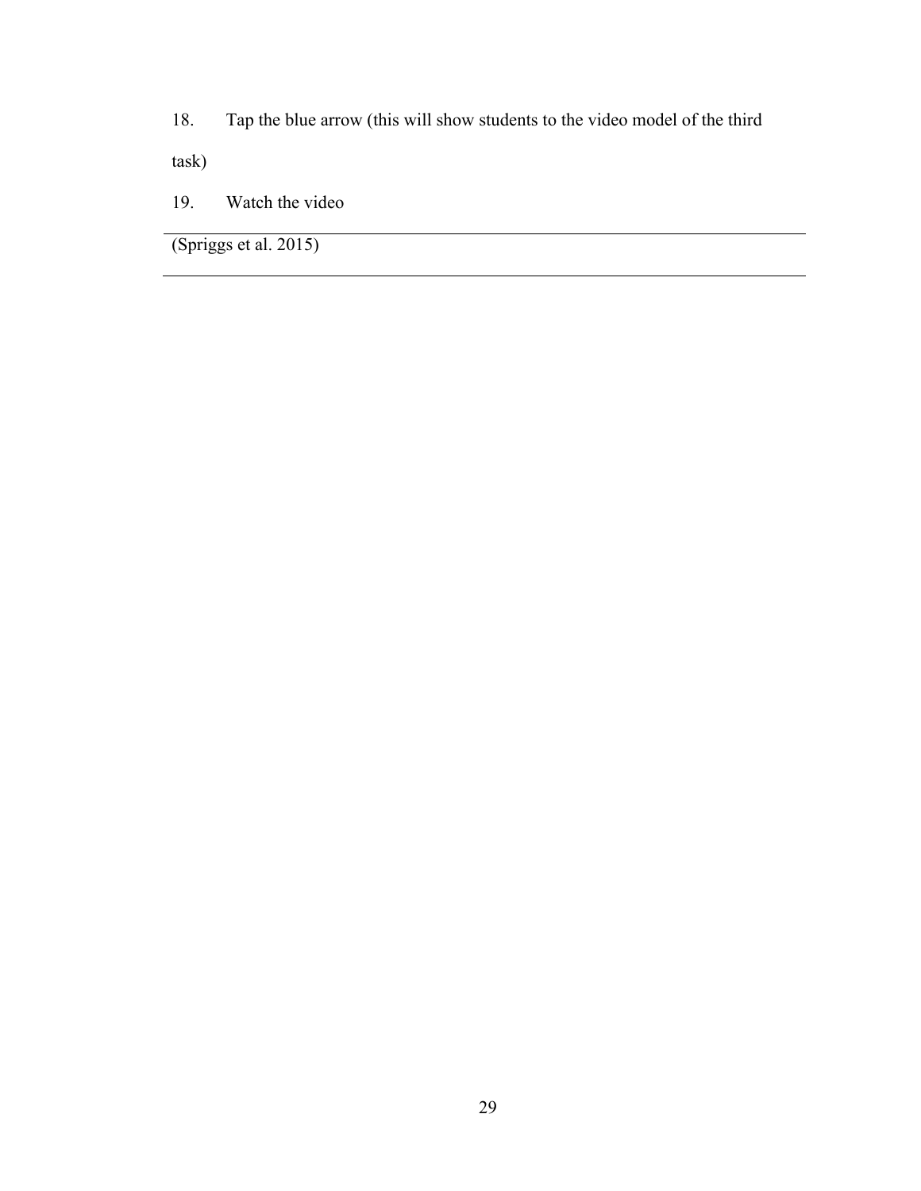18. Tap the blue arrow (this will show students to the video model of the third task)

19. Watch the video

---

(Spriggs et al. 2015)

---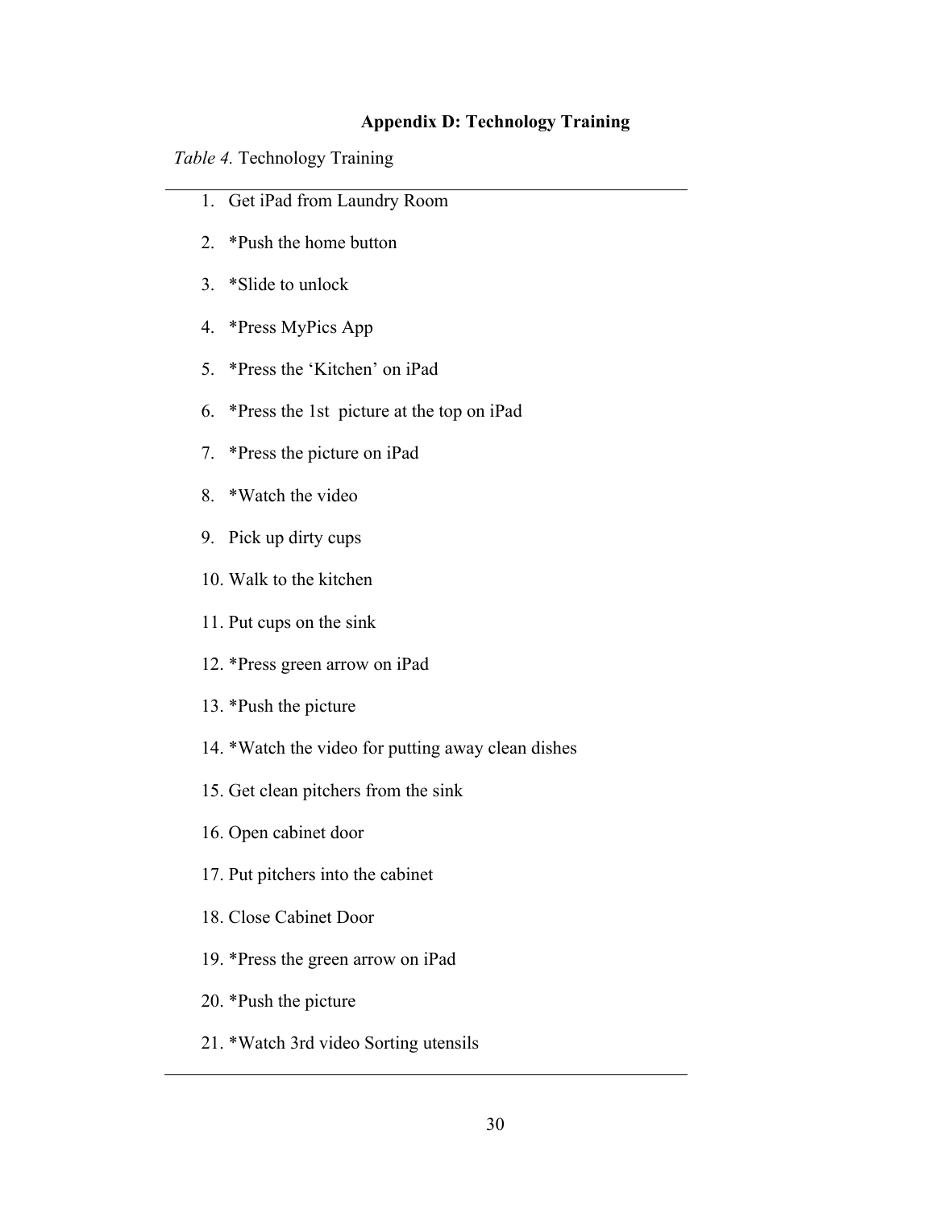# Appendix D: Technology Training

*Table 4.* Technology Training

1. Get iPad from Laundry Room
2. *Push the home button
3. *Slide to unlock
4. *Press MyPics App
5. *Press the 'Kitchen' on iPad
6. *Press the 1st picture at the top on iPad
7. *Press the picture on iPad
8. *Watch the video
9. Pick up dirty cups
10. Walk to the kitchen
11. Put cups on the sink
12. *Press green arrow on iPad
13. *Push the picture
14. *Watch the video for putting away clean dishes
15. Get clean pitchers from the sink
16. Open cabinet door
17. Put pitchers into the cabinet
18. Close Cabinet Door
19. *Press the green arrow on iPad
20. *Push the picture
21. *Watch 3rd video Sorting utensils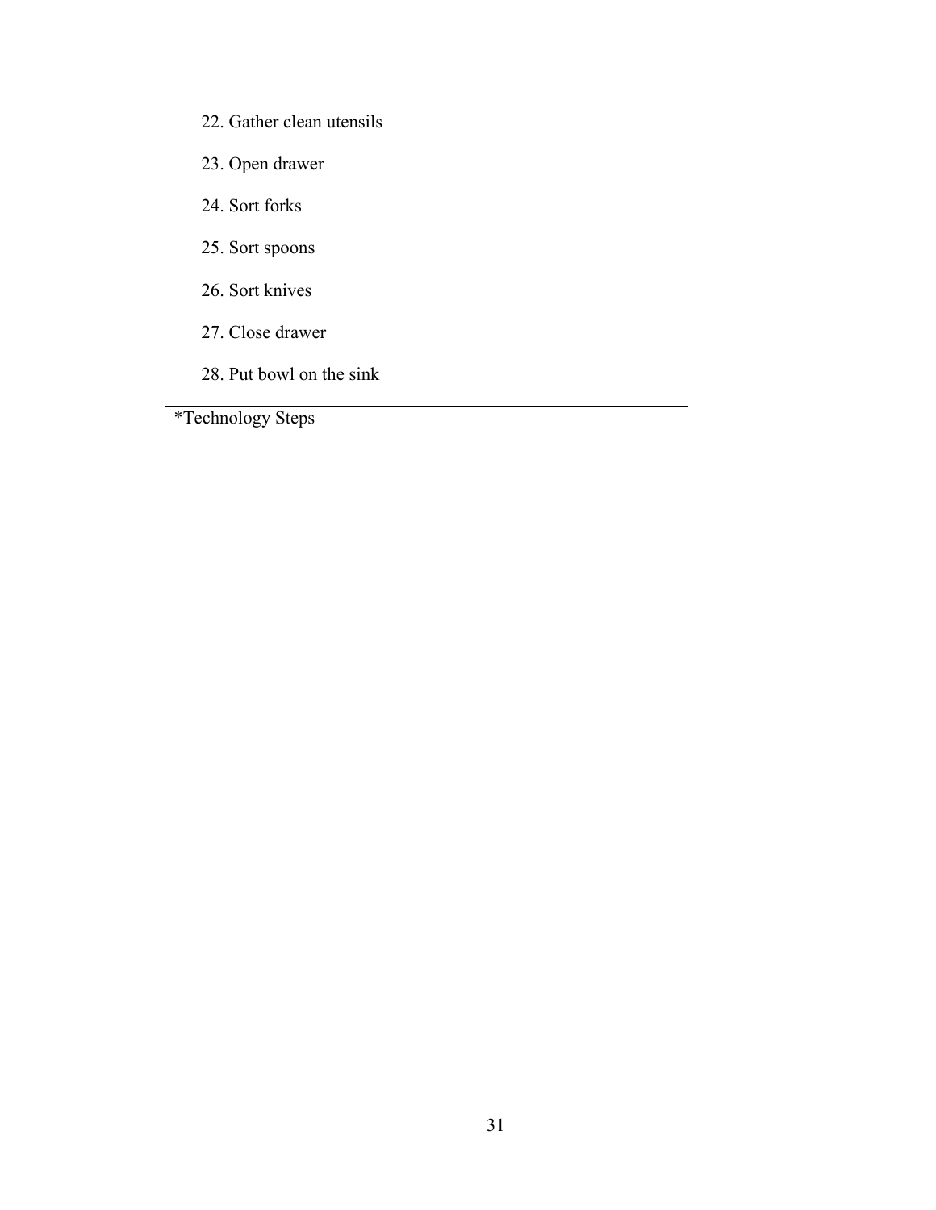22. Gather clean utensils
23. Open drawer
24. Sort forks
25. Sort spoons
26. Sort knives
27. Close drawer
28. Put bowl on the sink

---

*Technology Steps

---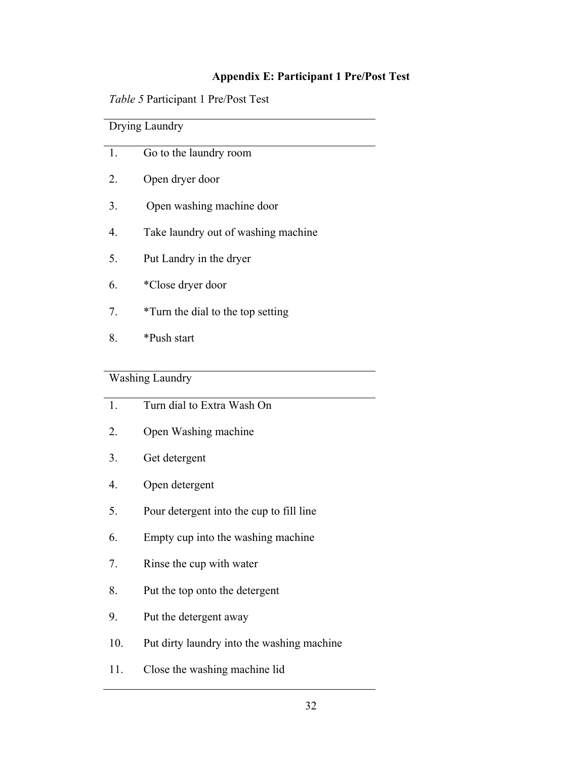## Appendix E: Participant 1 Pre/Post Test

*Table 5* Participant 1 Pre/Post Test

| Drying Laundry | |
|---|---|
| 1. | Go to the laundry room |
| 2. | Open dryer door |
| 3. | Open washing machine door |
| 4. | Take laundry out of washing machine |
| 5. | Put Landry in the dryer |
| 6. | *Close dryer door |
| 7. | *Turn the dial to the top setting |
| 8. | *Push start |

| Washing Laundry | |
|---|---|
| 1. | Turn dial to Extra Wash On |
| 2. | Open Washing machine |
| 3. | Get detergent |
| 4. | Open detergent |
| 5. | Pour detergent into the cup to fill line |
| 6. | Empty cup into the washing machine |
| 7. | Rinse the cup with water |
| 8. | Put the top onto the detergent |
| 9. | Put the detergent away |
| 10. | Put dirty laundry into the washing machine |
| 11. | Close the washing machine lid |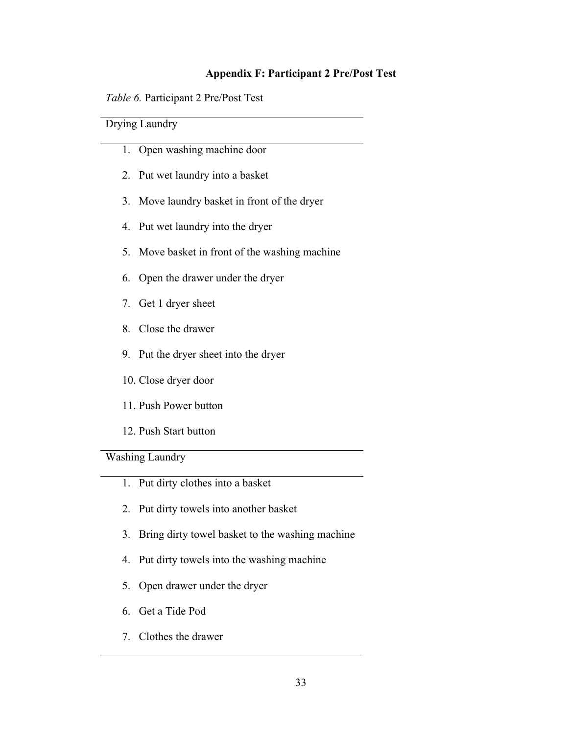### Appendix F: Participant 2 Pre/Post Test

*Table 6.* Participant 2 Pre/Post Test

| Drying Laundry |
|---|
| 1. Open washing machine door |
| 2. Put wet laundry into a basket |
| 3. Move laundry basket in front of the dryer |
| 4. Put wet laundry into the dryer |
| 5. Move basket in front of the washing machine |
| 6. Open the drawer under the dryer |
| 7. Get 1 dryer sheet |
| 8. Close the drawer |
| 9. Put the dryer sheet into the dryer |
| 10. Close dryer door |
| 11. Push Power button |
| 12. Push Start button |
| **Washing Laundry** |
| 1. Put dirty clothes into a basket |
| 2. Put dirty towels into another basket |
| 3. Bring dirty towel basket to the washing machine |
| 4. Put dirty towels into the washing machine |
| 5. Open drawer under the dryer |
| 6. Get a Tide Pod |
| 7. Clothes the drawer |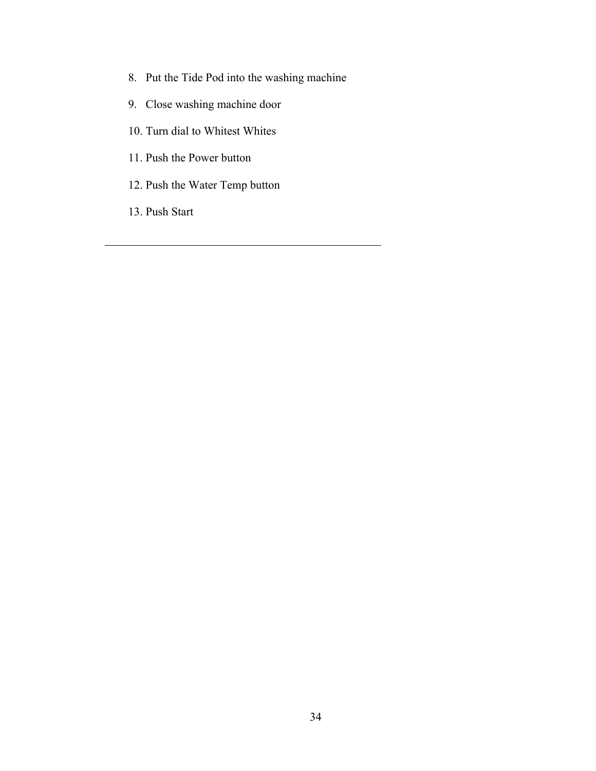8. Put the Tide Pod into the washing machine
9. Close washing machine door
10. Turn dial to Whitest Whites
11. Push the Power button
12. Push the Water Temp button
13. Push Start

---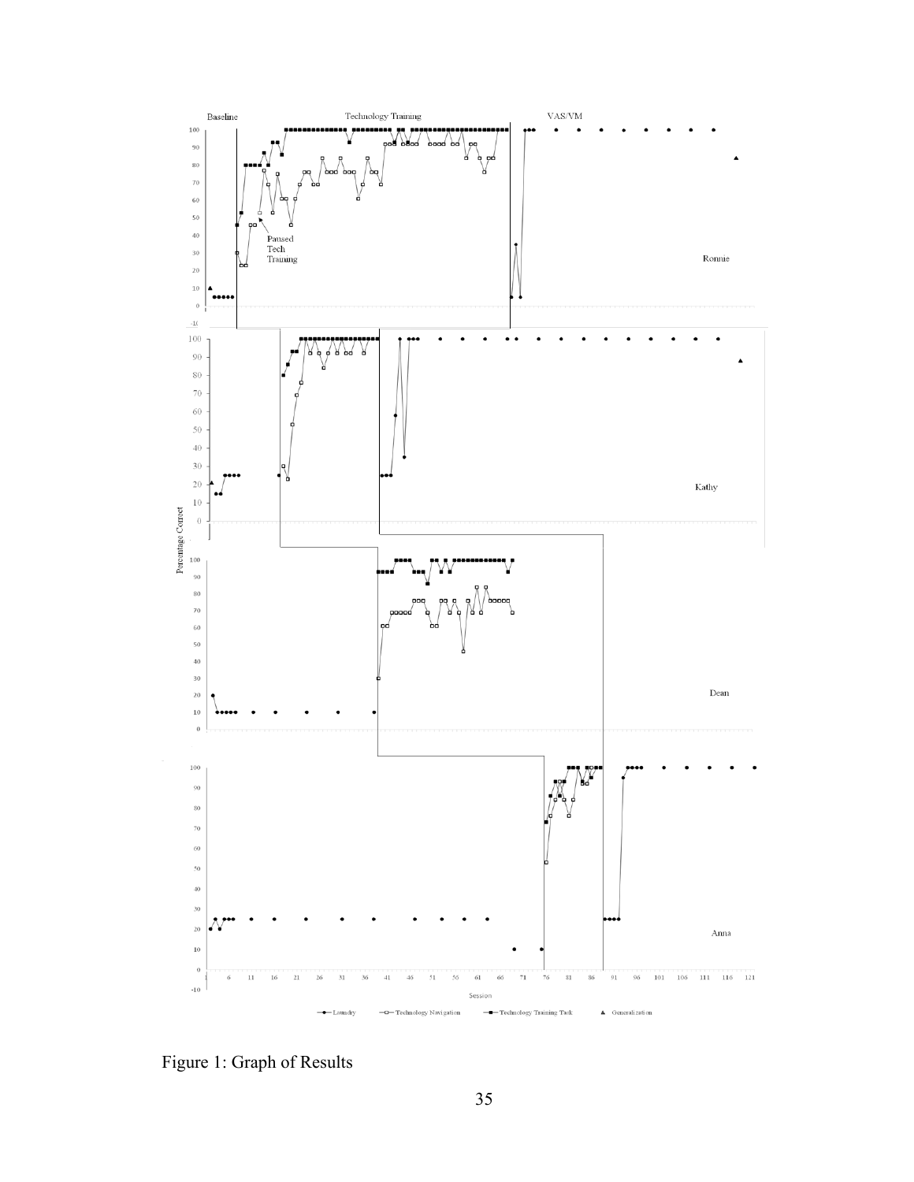Figure 1: Graph of Results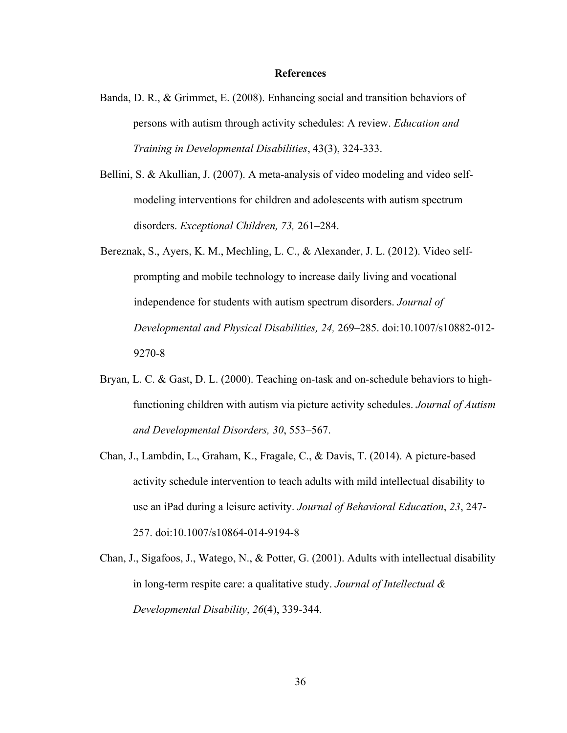# References

Banda, D. R., & Grimmet, E. (2008). Enhancing social and transition behaviors of persons with autism through activity schedules: A review. *Education and Training in Developmental Disabilities*, 43(3), 324-333.

Bellini, S. & Akullian, J. (2007). A meta-analysis of video modeling and video self-modeling interventions for children and adolescents with autism spectrum disorders. *Exceptional Children, 73,* 261–284.

Bereznak, S., Ayers, K. M., Mechling, L. C., & Alexander, J. L. (2012). Video self-prompting and mobile technology to increase daily living and vocational independence for students with autism spectrum disorders. *Journal of Developmental and Physical Disabilities, 24,* 269–285. doi:10.1007/s10882-012-9270-8

Bryan, L. C. & Gast, D. L. (2000). Teaching on-task and on-schedule behaviors to high-functioning children with autism via picture activity schedules. *Journal of Autism and Developmental Disorders, 30*, 553–567.

Chan, J., Lambdin, L., Graham, K., Fragale, C., & Davis, T. (2014). A picture-based activity schedule intervention to teach adults with mild intellectual disability to use an iPad during a leisure activity. *Journal of Behavioral Education*, *23*, 247-257. doi:10.1007/s10864-014-9194-8

Chan, J., Sigafoos, J., Watego, N., & Potter, G. (2001). Adults with intellectual disability in long-term respite care: a qualitative study. *Journal of Intellectual & Developmental Disability*, *26*(4), 339-344.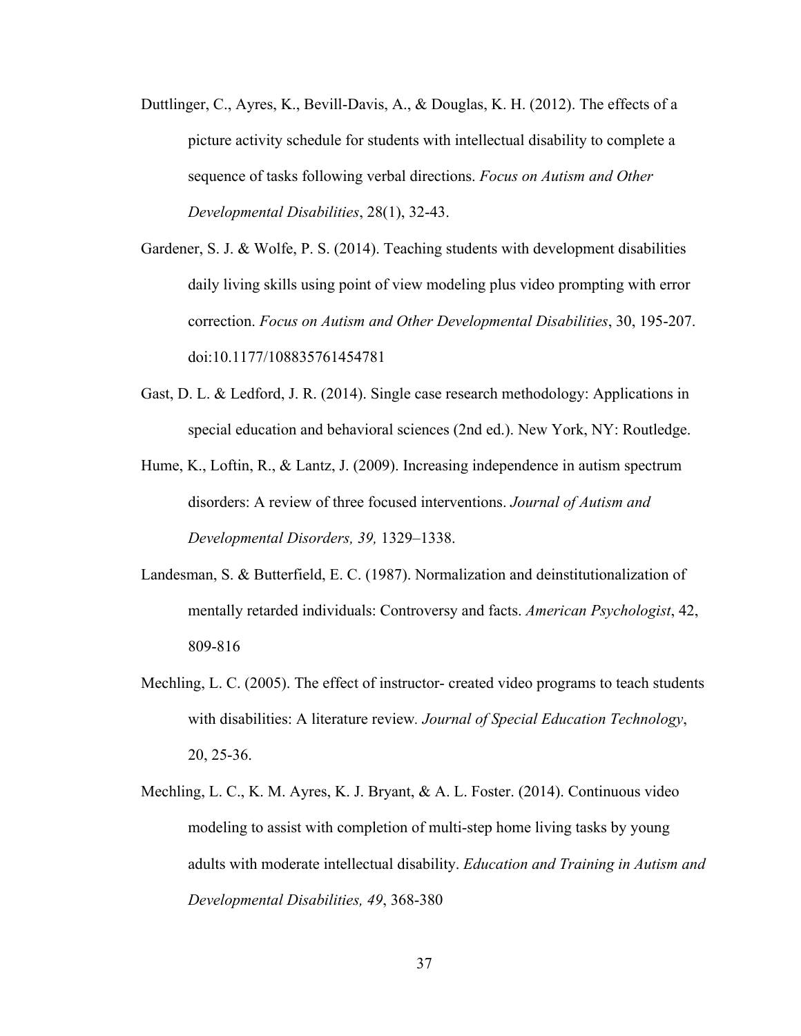Duttlinger, C., Ayres, K., Bevill-Davis, A., & Douglas, K. H. (2012). The effects of a picture activity schedule for students with intellectual disability to complete a sequence of tasks following verbal directions. *Focus on Autism and Other Developmental Disabilities*, 28(1), 32-43.

Gardener, S. J. & Wolfe, P. S. (2014). Teaching students with development disabilities daily living skills using point of view modeling plus video prompting with error correction. *Focus on Autism and Other Developmental Disabilities*, 30, 195-207. doi:10.1177/108835761454781

Gast, D. L. & Ledford, J. R. (2014). Single case research methodology: Applications in special education and behavioral sciences (2nd ed.). New York, NY: Routledge.

Hume, K., Loftin, R., & Lantz, J. (2009). Increasing independence in autism spectrum disorders: A review of three focused interventions. *Journal of Autism and Developmental Disorders, 39,* 1329–1338.

Landesman, S. & Butterfield, E. C. (1987). Normalization and deinstitutionalization of mentally retarded individuals: Controversy and facts. *American Psychologist*, 42, 809-816

Mechling, L. C. (2005). The effect of instructor- created video programs to teach students with disabilities: A literature review. *Journal of Special Education Technology*, 20, 25-36.

Mechling, L. C., K. M. Ayres, K. J. Bryant, & A. L. Foster. (2014). Continuous video modeling to assist with completion of multi-step home living tasks by young adults with moderate intellectual disability. *Education and Training in Autism and Developmental Disabilities, 49*, 368-380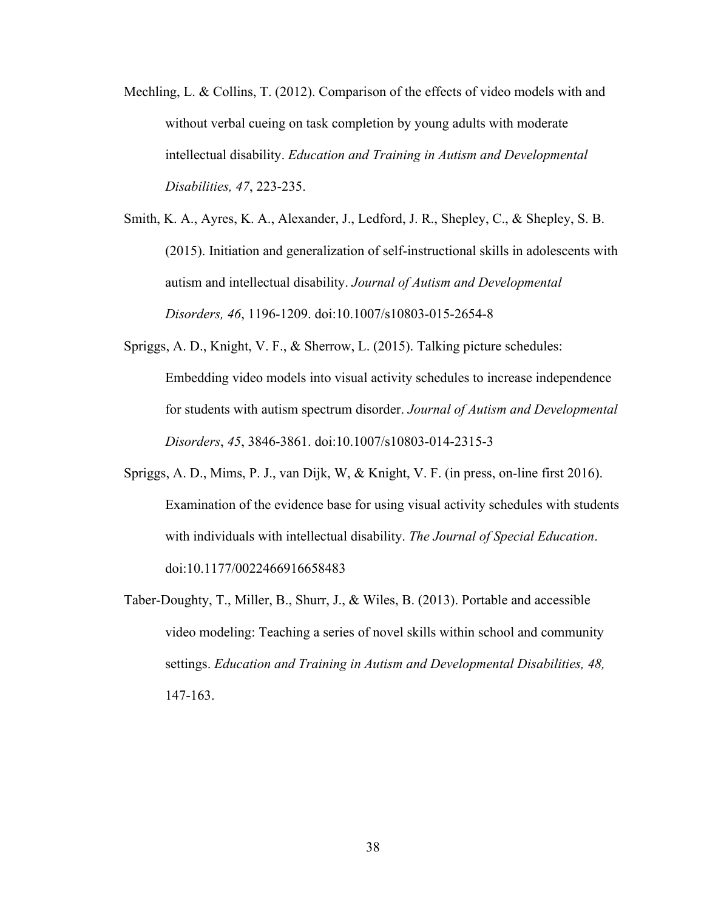Mechling, L. & Collins, T. (2012). Comparison of the effects of video models with and without verbal cueing on task completion by young adults with moderate intellectual disability. *Education and Training in Autism and Developmental Disabilities, 47*, 223-235.

Smith, K. A., Ayres, K. A., Alexander, J., Ledford, J. R., Shepley, C., & Shepley, S. B. (2015). Initiation and generalization of self-instructional skills in adolescents with autism and intellectual disability. *Journal of Autism and Developmental Disorders, 46*, 1196-1209. doi:10.1007/s10803-015-2654-8

Spriggs, A. D., Knight, V. F., & Sherrow, L. (2015). Talking picture schedules: Embedding video models into visual activity schedules to increase independence for students with autism spectrum disorder. *Journal of Autism and Developmental Disorders*, *45*, 3846-3861. doi:10.1007/s10803-014-2315-3

Spriggs, A. D., Mims, P. J., van Dijk, W, & Knight, V. F. (in press, on-line first 2016). Examination of the evidence base for using visual activity schedules with students with individuals with intellectual disability. *The Journal of Special Education*. doi:10.1177/0022466916658483

Taber-Doughty, T., Miller, B., Shurr, J., & Wiles, B. (2013). Portable and accessible video modeling: Teaching a series of novel skills within school and community settings. *Education and Training in Autism and Developmental Disabilities, 48,* 147-163.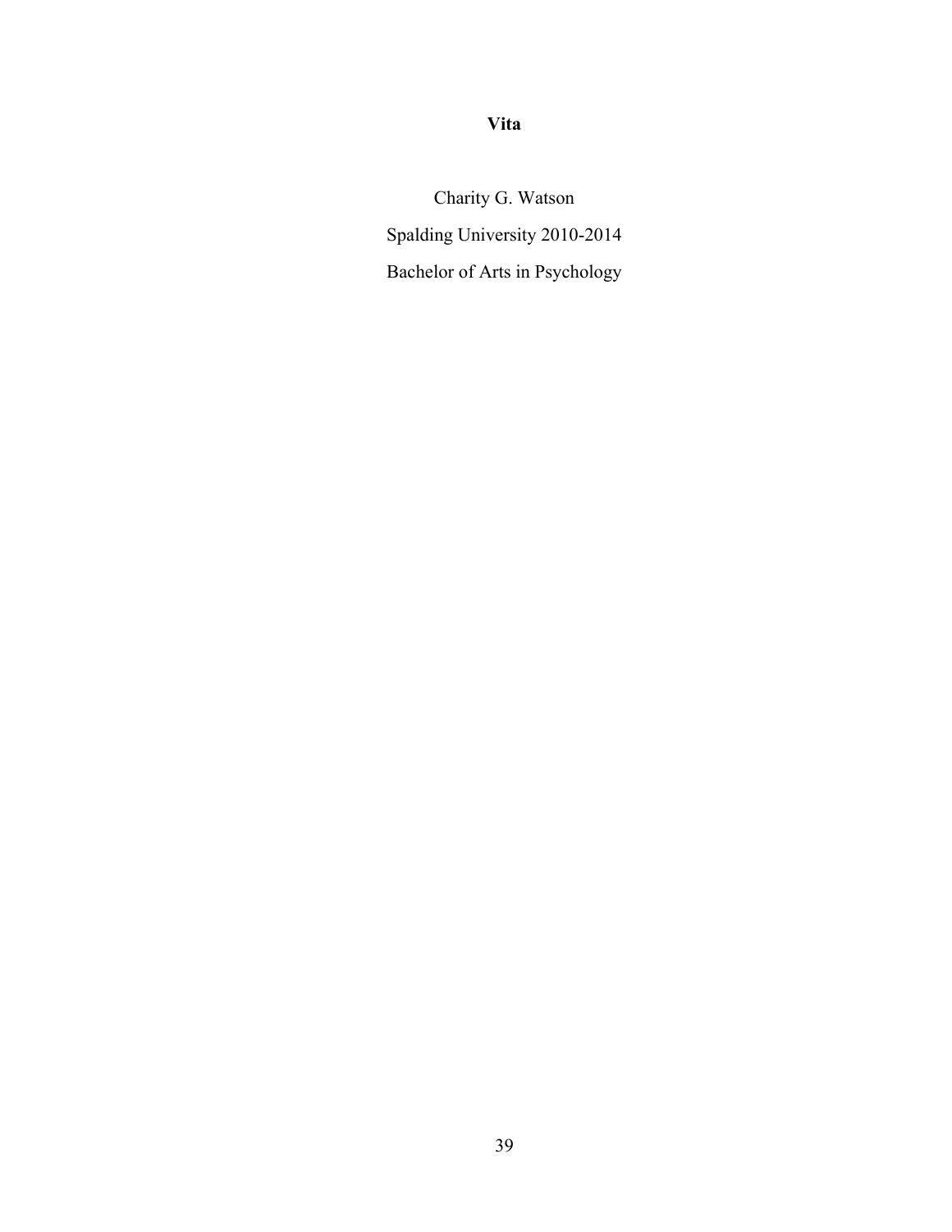# Vita

Charity G. Watson

Spalding University 2010-2014

Bachelor of Arts in Psychology